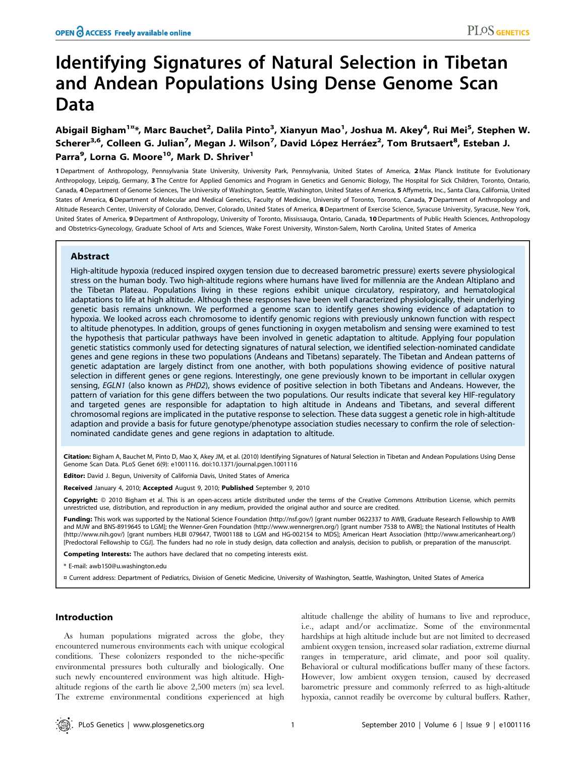# Identifying Signatures of Natural Selection in Tibetan and Andean Populations Using Dense Genome Scan Data

**Abigail Bigham[1¤]\*, Marc Bauchet[2], Dalila Pinto[3], Xianyun Mao[1], Joshua M. Akey[4], Rui Mei[5], Stephen W. Scherer[3,6], Colleen G. Julian[7], Megan J. Wilson[7], David López Herráez[2], Tom Brutsaert[8], Esteban J. Parra[9], Lorna G. Moore[10], Mark D. Shriver[1]**

1 Department of Anthropology, Pennsylvania State University, University Park, Pennsylvania, United States of America, 2 Max Planck Institute for Evolutionary Anthropology, Leipzig, Germany, 3 The Centre for Applied Genomics and Program in Genetics and Genomic Biology, The Hospital for Sick Children, Toronto, Ontario, Canada, 4 Department of Genome Sciences, The University of Washington, Seattle, Washington, United States of America, 5 Affymetrix, Inc., Santa Clara, California, United States of America, 6 Department of Molecular and Medical Genetics, Faculty of Medicine, University of Toronto, Toronto, Canada, 7 Department of Anthropology and Altitude Research Center, University of Colorado, Denver, Colorado, United States of America, 8 Department of Exercise Science, Syracuse University, Syracuse, New York, United States of America, 9 Department of Anthropology, University of Toronto, Mississauga, Ontario, Canada, 10 Departments of Public Health Sciences, Anthropology and Obstetrics-Gynecology, Graduate School of Arts and Sciences, Wake Forest University, Winston-Salem, North Carolina, United States of America

## Abstract

High-altitude hypoxia (reduced inspired oxygen tension due to decreased barometric pressure) exerts severe physiological stress on the human body. Two high-altitude regions where humans have lived for millennia are the Andean Altiplano and the Tibetan Plateau. Populations living in these regions exhibit unique circulatory, respiratory, and hematological adaptations to life at high altitude. Although these responses have been well characterized physiologically, their underlying genetic basis remains unknown. We performed a genome scan to identify genes showing evidence of adaptation to hypoxia. We looked across each chromosome to identify genomic regions with previously unknown function with respect to altitude phenotypes. In addition, groups of genes functioning in oxygen metabolism and sensing were examined to test the hypothesis that particular pathways have been involved in genetic adaptation to altitude. Applying four population genetic statistics commonly used for detecting signatures of natural selection, we identified selection-nominated candidate genes and gene regions in these two populations (Andeans and Tibetans) separately. The Tibetan and Andean patterns of genetic adaptation are largely distinct from one another, with both populations showing evidence of positive natural selection in different genes or gene regions. Interestingly, one gene previously known to be important in cellular oxygen sensing, *EGLN1* (also known as *PHD2*), shows evidence of positive selection in both Tibetans and Andeans. However, the pattern of variation for this gene differs between the two populations. Our results indicate that several key HIF-regulatory and targeted genes are responsible for adaptation to high altitude in Andeans and Tibetans, and several different chromosomal regions are implicated in the putative response to selection. These data suggest a genetic role in high-altitude adaption and provide a basis for future genotype/phenotype association studies necessary to confirm the role of selection-nominated candidate genes and gene regions in adaptation to altitude.

**Citation:** Bigham A, Bauchet M, Pinto D, Mao X, Akey JM, et al. (2010) Identifying Signatures of Natural Selection in Tibetan and Andean Populations Using Dense Genome Scan Data. PLoS Genet 6(9): e1001116. doi:10.1371/journal.pgen.1001116

**Editor:** David J. Begun, University of California Davis, United States of America

**Received** January 4, 2010; **Accepted** August 9, 2010; **Published** September 9, 2010

**Copyright:** © 2010 Bigham et al. This is an open-access article distributed under the terms of the Creative Commons Attribution License, which permits unrestricted use, distribution, and reproduction in any medium, provided the original author and source are credited.

**Funding:** This work was supported by the National Science Foundation (http://nsf.gov/) [grant number 0622337 to AWB, Graduate Research Fellowship to AWB and MJW and BNS-8919645 to LGM]; the Wenner-Gren Foundation (http://www.wennergren.org/) [grant number 7538 to AWB]; the National Institutes of Health (http://www.nih.gov/) [grant numbers HLBI 079647, TW001188 to LGM and HG-002154 to MDS]; American Heart Association (http://www.americanheart.org/) [Predoctoral Fellowship to CGJ]. The funders had no role in study design, data collection and analysis, decision to publish, or preparation of the manuscript.

**Competing Interests:** The authors have declared that no competing interests exist.

\* E-mail: awb150@u.washington.edu

¤ Current address: Department of Pediatrics, Division of Genetic Medicine, University of Washington, Seattle, Washington, United States of America

## Introduction

As human populations migrated across the globe, they encountered numerous environments each with unique ecological conditions. These colonizers responded to the niche-specific environmental pressures both culturally and biologically. One such newly encountered environment was high altitude. High-altitude regions of the earth lie above 2,500 meters (m) sea level. The extreme environmental conditions experienced at high altitude challenge the ability of humans to live and reproduce, i.e., adapt and/or acclimatize. Some of the environmental hardships at high altitude include but are not limited to decreased ambient oxygen tension, increased solar radiation, extreme diurnal ranges in temperature, arid climate, and poor soil quality. Behavioral or cultural modifications buffer many of these factors. However, low ambient oxygen tension, caused by decreased barometric pressure and commonly referred to as high-altitude hypoxia, cannot readily be overcome by cultural buffers. Rather,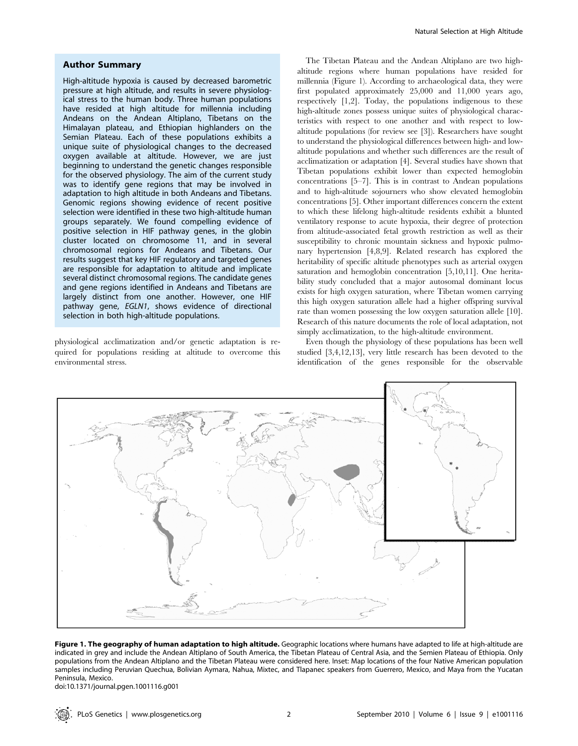## Author Summary

High-altitude hypoxia is caused by decreased barometric pressure at high altitude, and results in severe physiological stress to the human body. Three human populations have resided at high altitude for millennia including Andeans on the Andean Altiplano, Tibetans on the Himalayan plateau, and Ethiopian highlanders on the Semian Plateau. Each of these populations exhibits a unique suite of physiological changes to the decreased oxygen available at altitude. However, we are just beginning to understand the genetic changes responsible for the observed physiology. The aim of the current study was to identify gene regions that may be involved in adaptation to high altitude in both Andeans and Tibetans. Genomic regions showing evidence of recent positive selection were identified in these two high-altitude human groups separately. We found compelling evidence of positive selection in HIF pathway genes, in the globin cluster located on chromosome 11, and in several chromosomal regions for Andeans and Tibetans. Our results suggest that key HIF regulatory and targeted genes are responsible for adaptation to altitude and implicate several distinct chromosomal regions. The candidate genes and gene regions identified in Andeans and Tibetans are largely distinct from one another. However, one HIF pathway gene, *EGLN1*, shows evidence of directional selection in both high-altitude populations.

physiological acclimatization and/or genetic adaptation is required for populations residing at altitude to overcome this environmental stress.

The Tibetan Plateau and the Andean Altiplano are two high-altitude regions where human populations have resided for millennia (Figure 1). According to archaeological data, they were first populated approximately 25,000 and 11,000 years ago, respectively [1,2]. Today, the populations indigenous to these high-altitude zones possess unique suites of physiological characteristics with respect to one another and with respect to low-altitude populations (for review see [3]). Researchers have sought to understand the physiological differences between high- and low-altitude populations and whether such differences are the result of acclimatization or adaptation [4]. Several studies have shown that Tibetan populations exhibit lower than expected hemoglobin concentrations [5–7]. This is in contrast to Andean populations and to high-altitude sojourners who show elevated hemoglobin concentrations [5]. Other important differences concern the extent to which these lifelong high-altitude residents exhibit a blunted ventilatory response to acute hypoxia, their degree of protection from altitude-associated fetal growth restriction as well as their susceptibility to chronic mountain sickness and hypoxic pulmonary hypertension [4,8,9]. Related research has explored the heritability of specific altitude phenotypes such as arterial oxygen saturation and hemoglobin concentration [5,10,11]. One heritability study concluded that a major autosomal dominant locus exists for high oxygen saturation, where Tibetan women carrying this high oxygen saturation allele had a higher offspring survival rate than women possessing the low oxygen saturation allele [10]. Research of this nature documents the role of local adaptation, not simply acclimatization, to the high-altitude environment.

Even though the physiology of these populations has been well studied [3,4,12,13], very little research has been devoted to the identification of the genes responsible for the observable

**Figure 1. The geography of human adaptation to high altitude.** Geographic locations where humans have adapted to life at high-altitude are indicated in grey and include the Andean Altiplano of South America, the Tibetan Plateau of Central Asia, and the Semien Plateau of Ethiopia. Only populations from the Andean Altiplano and the Tibetan Plateau were considered here. Inset: Map locations of the four Native American population samples including Peruvian Quechua, Bolivian Aymara, Nahua, Mixtec, and Tlapanec speakers from Guerrero, Mexico, and Maya from the Yucatan Peninsula, Mexico.
doi:10.1371/journal.pgen.1001116.g001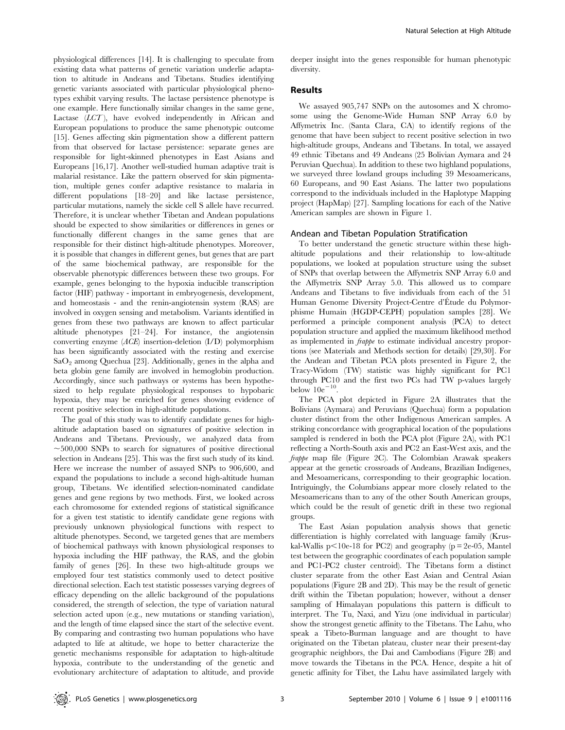physiological differences [14]. It is challenging to speculate from existing data what patterns of genetic variation underlie adaptation to altitude in Andeans and Tibetans. Studies identifying genetic variants associated with particular physiological phenotypes exhibit varying results. The lactase persistence phenotype is one example. Here functionally similar changes in the same gene, Lactase (*LCT*), have evolved independently in African and European populations to produce the same phenotypic outcome [15]. Genes affecting skin pigmentation show a different pattern from that observed for lactase persistence: separate genes are responsible for light-skinned phenotypes in East Asians and Europeans [16,17]. Another well-studied human adaptive trait is malarial resistance. Like the pattern observed for skin pigmentation, multiple genes confer adaptive resistance to malaria in different populations [18–20] and like lactase persistence, particular mutations, namely the sickle cell S allele have recurred. Therefore, it is unclear whether Tibetan and Andean populations should be expected to show similarities or differences in genes or functionally different changes in the same genes that are responsible for their distinct high-altitude phenotypes. Moreover, it is possible that changes in different genes, but genes that are part of the same biochemical pathway, are responsible for the observable phenotypic differences between these two groups. For example, genes belonging to the hypoxia inducible transcription factor (HIF) pathway - important in embryogenesis, development, and homeostasis - and the renin-angiotensin system (RAS) are involved in oxygen sensing and metabolism. Variants identified in genes from these two pathways are known to affect particular altitude phenotypes [21–24]. For instance, the angiotensin converting enzyme (*ACE*) insertion-deletion (I/D) polymorphism has been significantly associated with the resting and exercise $SaO_2$ among Quechua [23]. Additionally, genes in the alpha and beta globin gene family are involved in hemoglobin production. Accordingly, since such pathways or systems has been hypothesized to help regulate physiological responses to hypobaric hypoxia, they may be enriched for genes showing evidence of recent positive selection in high-altitude populations.

The goal of this study was to identify candidate genes for high-altitude adaptation based on signatures of positive selection in Andeans and Tibetans. Previously, we analyzed data from ~500,000 SNPs to search for signatures of positive directional selection in Andeans [25]. This was the first such study of its kind. Here we increase the number of assayed SNPs to 906,600, and expand the populations to include a second high-altitude human group, Tibetans. We identified selection-nominated candidate genes and gene regions by two methods. First, we looked across each chromosome for extended regions of statistical significance for a given test statistic to identify candidate gene regions with previously unknown physiological functions with respect to altitude phenotypes. Second, we targeted genes that are members of biochemical pathways with known physiological responses to hypoxia including the HIF pathway, the RAS, and the globin family of genes [26]. In these two high-altitude groups we employed four test statistics commonly used to detect positive directional selection. Each test statistic possesses varying degrees of efficacy depending on the allelic background of the populations considered, the strength of selection, the type of variation natural selection acted upon (e.g., new mutations or standing variation), and the length of time elapsed since the start of the selective event. By comparing and contrasting two human populations who have adapted to life at altitude, we hope to better characterize the genetic mechanisms responsible for adaptation to high-altitude hypoxia, contribute to the understanding of the genetic and evolutionary architecture of adaptation to altitude, and provide deeper insight into the genes responsible for human phenotypic diversity.

## Results

We assayed 905,747 SNPs on the autosomes and X chromosome using the Genome-Wide Human SNP Array 6.0 by Affymetrix Inc. (Santa Clara, CA) to identify regions of the genome that have been subject to recent positive selection in two high-altitude groups, Andeans and Tibetans. In total, we assayed 49 ethnic Tibetans and 49 Andeans (25 Bolivian Aymara and 24 Peruvian Quechua). In addition to these two highland populations, we surveyed three lowland groups including 39 Mesoamericans, 60 Europeans, and 90 East Asians. The latter two populations correspond to the individuals included in the Haplotype Mapping project (HapMap) [27]. Sampling locations for each of the Native American samples are shown in Figure 1.

### Andean and Tibetan Population Stratification

To better understand the genetic structure within these high-altitude populations and their relationship to low-altitude populations, we looked at population structure using the subset of SNPs that overlap between the Affymetrix SNP Array 6.0 and the Affymetrix SNP Array 5.0. This allowed us to compare Andeans and Tibetans to five individuals from each of the 51 Human Genome Diversity Project-Centre d'Étude du Polymorphisme Humain (HGDP-CEPH) population samples [28]. We performed a principle component analysis (PCA) to detect population structure and applied the maximum likelihood method as implemented in *frappe* to estimate individual ancestry proportions (see Materials and Methods section for details) [29,30]. For the Andean and Tibetan PCA plots presented in Figure 2, the Tracy-Widom (TW) statistic was highly significant for PC1 through PC10 and the first two PCs had TW p-values largely below $10e^{-10}$.

The PCA plot depicted in Figure 2A illustrates that the Bolivians (Aymara) and Peruvians (Quechua) form a population cluster distinct from the other Indigenous American samples. A striking concordance with geographical location of the populations sampled is rendered in both the PCA plot (Figure 2A), with PC1 reflecting a North-South axis and PC2 an East-West axis, and the *frappe* map file (Figure 2C). The Colombian Arawak speakers appear at the genetic crossroads of Andeans, Brazilian Indigenes, and Mesoamericans, corresponding to their geographic location. Intriguingly, the Columbians appear more closely related to the Mesoamericans than to any of the other South American groups, which could be the result of genetic drift in these two regional groups.

The East Asian population analysis shows that genetic differentiation is highly correlated with language family (Kruskal-Wallis $p<10e\text{-}18$ for PC2) and geography ($p = 2e\text{-}05$, Mantel test between the geographic coordinates of each population sample and PC1-PC2 cluster centroid). The Tibetans form a distinct cluster separate from the other East Asian and Central Asian populations (Figure 2B and 2D). This may be the result of genetic drift within the Tibetan population; however, without a denser sampling of Himalayan populations this pattern is difficult to interpret. The Tu, Naxi, and Yizu (one individual in particular) show the strongest genetic affinity to the Tibetans. The Lahu, who speak a Tibeto-Burman language and are thought to have originated on the Tibetan plateau, cluster near their present-day geographic neighbors, the Dai and Cambodians (Figure 2B) and move towards the Tibetans in the PCA. Hence, despite a hit of genetic affinity for Tibet, the Lahu have assimilated largely with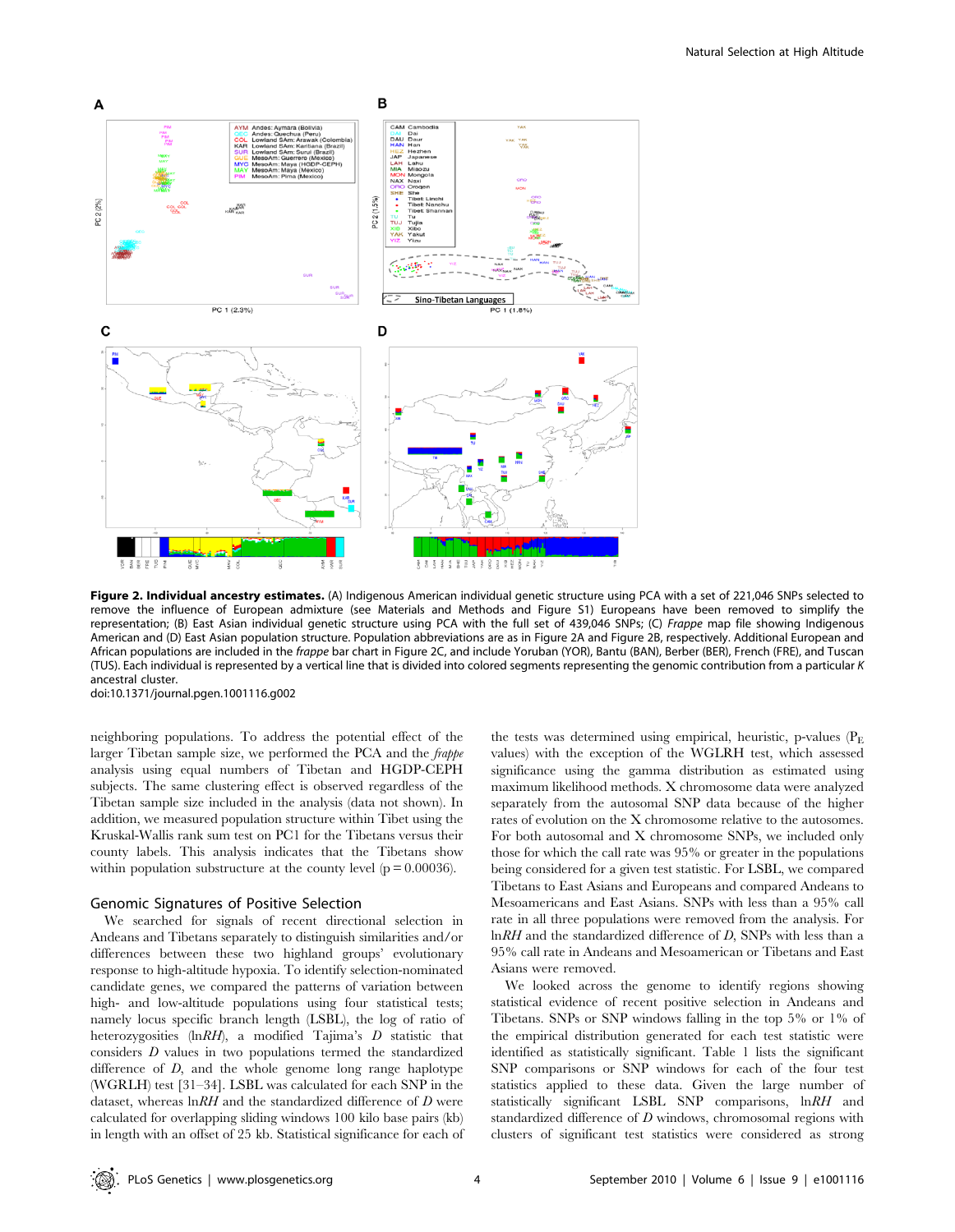**Figure 2. Individual ancestry estimates.** (A) Indigenous American individual genetic structure using PCA with a set of 221,046 SNPs selected to remove the influence of European admixture (see Materials and Methods and Figure S1) Europeans have been removed to simplify the representation; (B) East Asian individual genetic structure using PCA with the full set of 439,046 SNPs; (C) *Frappe* map file showing Indigenous American and (D) East Asian population structure. Population abbreviations are as in Figure 2A and Figure 2B, respectively. Additional European and African populations are included in the *frappe* bar chart in Figure 2C, and include Yoruban (YOR), Bantu (BAN), Berber (BER), French (FRE), and Tuscan (TUS). Each individual is represented by a vertical line that is divided into colored segments representing the genomic contribution from a particular *K* ancestral cluster.
doi:10.1371/journal.pgen.1001116.g002

neighboring populations. To address the potential effect of the larger Tibetan sample size, we performed the PCA and the *frappe* analysis using equal numbers of Tibetan and HGDP-CEPH subjects. The same clustering effect is observed regardless of the Tibetan sample size included in the analysis (data not shown). In addition, we measured population structure within Tibet using the Kruskal-Wallis rank sum test on PC1 for the Tibetans versus their county labels. This analysis indicates that the Tibetans show within population substructure at the county level ($p = 0.00036$).

## Genomic Signatures of Positive Selection

We searched for signals of recent directional selection in Andeans and Tibetans separately to distinguish similarities and/or differences between these two highland groups' evolutionary response to high-altitude hypoxia. To identify selection-nominated candidate genes, we compared the patterns of variation between high- and low-altitude populations using four statistical tests; namely locus specific branch length (LSBL), the log of ratio of heterozygosities (ln*RH*), a modified Tajima's *D* statistic that considers *D* values in two populations termed the standardized difference of *D*, and the whole genome long range haplotype (WGRLH) test [31–34]. LSBL was calculated for each SNP in the dataset, whereas ln*RH* and the standardized difference of *D* were calculated for overlapping sliding windows 100 kilo base pairs (kb) in length with an offset of 25 kb. Statistical significance for each of the tests was determined using empirical, heuristic, p-values ($P_E$ values) with the exception of the WGLRH test, which assessed significance using the gamma distribution as estimated using maximum likelihood methods. X chromosome data were analyzed separately from the autosomal SNP data because of the higher rates of evolution on the X chromosome relative to the autosomes. For both autosomal and X chromosome SNPs, we included only those for which the call rate was 95% or greater in the populations being considered for a given test statistic. For LSBL, we compared Tibetans to East Asians and Europeans and compared Andeans to Mesoamericans and East Asians. SNPs with less than a 95% call rate in all three populations were removed from the analysis. For ln*RH* and the standardized difference of *D*, SNPs with less than a 95% call rate in Andeans and Mesoamerican or Tibetans and East Asians were removed.

We looked across the genome to identify regions showing statistical evidence of recent positive selection in Andeans and Tibetans. SNPs or SNP windows falling in the top 5% or 1% of the empirical distribution generated for each test statistic were identified as statistically significant. Table 1 lists the significant SNP comparisons or SNP windows for each of the four test statistics applied to these data. Given the large number of statistically significant LSBL SNP comparisons, ln*RH* and standardized difference of *D* windows, chromosomal regions with clusters of significant test statistics were considered as strong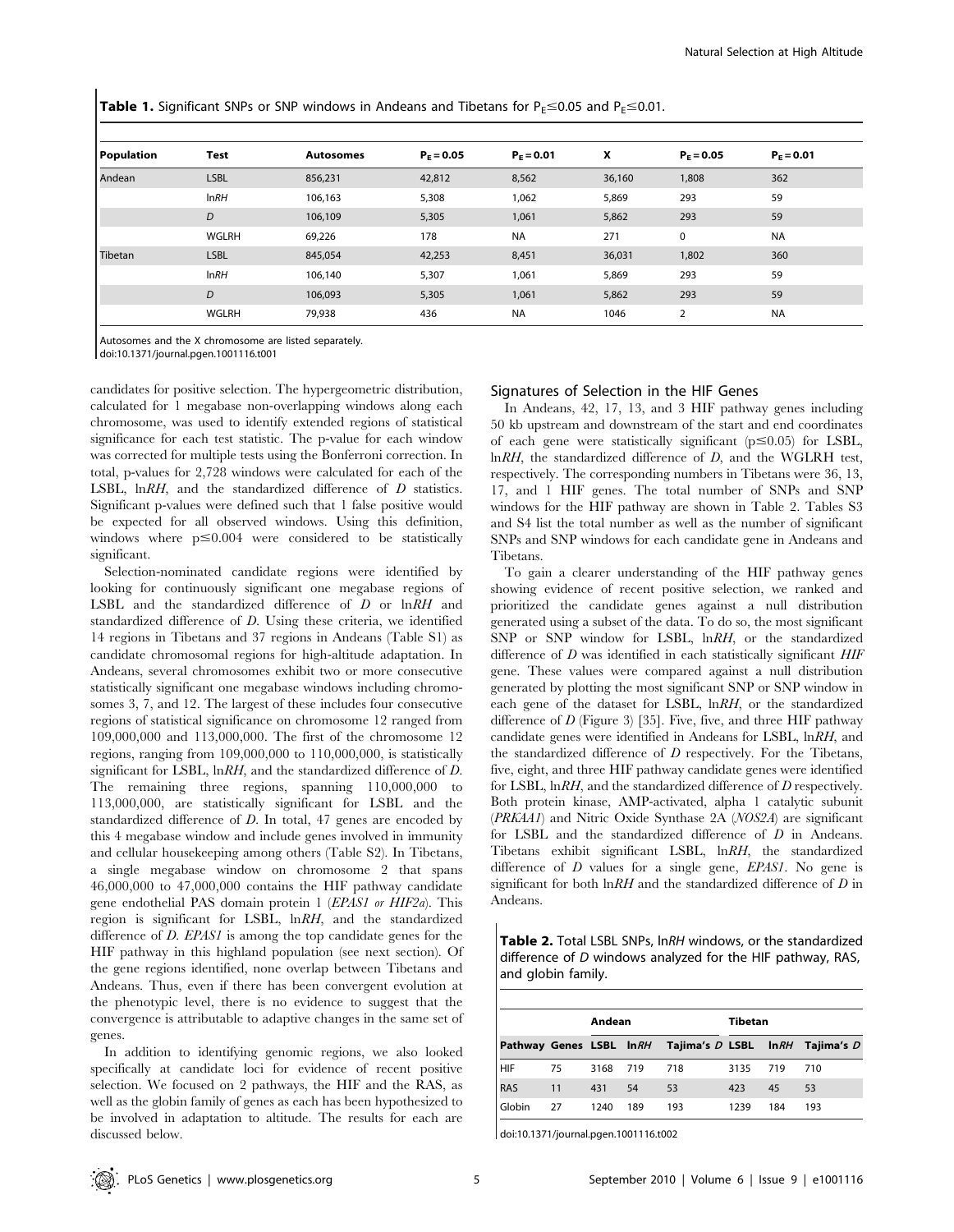**Table 1.** Significant SNPs or SNP windows in Andeans and Tibetans for $P_E \leq 0.05$ and $P_E \leq 0.01$.

| Population | Test | Autosomes | $P_E = 0.05$ | $P_E = 0.01$ | X | $P_E = 0.05$ | $P_E = 0.01$ |
|---|---|---|---|---|---|---|---|
| Andean | LSBL | 856,231 | 42,812 | 8,562 | 36,160 | 1,808 | 362 |
| | ln*RH* | 106,163 | 5,308 | 1,062 | 5,869 | 293 | 59 |
| | *D* | 106,109 | 5,305 | 1,061 | 5,862 | 293 | 59 |
| | WGLRH | 69,226 | 178 | NA | 271 | 0 | NA |
| Tibetan | LSBL | 845,054 | 42,253 | 8,451 | 36,031 | 1,802 | 360 |
| | ln*RH* | 106,140 | 5,307 | 1,061 | 5,869 | 293 | 59 |
| | *D* | 106,093 | 5,305 | 1,061 | 5,862 | 293 | 59 |
| | WGLRH | 79,938 | 436 | NA | 1046 | 2 | NA |

Autosomes and the X chromosome are listed separately.
doi:10.1371/journal.pgen.1001116.t001

candidates for positive selection. The hypergeometric distribution, calculated for 1 megabase non-overlapping windows along each chromosome, was used to identify extended regions of statistical significance for each test statistic. The p-value for each window was corrected for multiple tests using the Bonferroni correction. In total, p-values for 2,728 windows were calculated for each of the LSBL, ln*RH*, and the standardized difference of *D* statistics. Significant p-values were defined such that 1 false positive would be expected for all observed windows. Using this definition, windows where $p \leq 0.004$ were considered to be statistically significant.

Selection-nominated candidate regions were identified by looking for continuously significant one megabase regions of LSBL and the standardized difference of *D* or ln*RH* and standardized difference of *D*. Using these criteria, we identified 14 regions in Tibetans and 37 regions in Andeans (Table S1) as candidate chromosomal regions for high-altitude adaptation. In Andeans, several chromosomes exhibit two or more consecutive statistically significant one megabase windows including chromosomes 3, 7, and 12. The largest of these includes four consecutive regions of statistical significance on chromosome 12 ranged from 109,000,000 and 113,000,000. The first of the chromosome 12 regions, ranging from 109,000,000 to 110,000,000, is statistically significant for LSBL, ln*RH*, and the standardized difference of *D*. The remaining three regions, spanning 110,000,000 to 113,000,000, are statistically significant for LSBL and the standardized difference of *D*. In total, 47 genes are encoded by this 4 megabase window and include genes involved in immunity and cellular housekeeping among others (Table S2). In Tibetans, a single megabase window on chromosome 2 that spans 46,000,000 to 47,000,000 contains the HIF pathway candidate gene endothelial PAS domain protein 1 (*EPAS1 or HIF2a*). This region is significant for LSBL, ln*RH*, and the standardized difference of *D*. *EPAS1* is among the top candidate genes for the HIF pathway in this highland population (see next section). Of the gene regions identified, none overlap between Tibetans and Andeans. Thus, even if there has been convergent evolution at the phenotypic level, there is no evidence to suggest that the convergence is attributable to adaptive changes in the same set of genes.

In addition to identifying genomic regions, we also looked specifically at candidate loci for evidence of recent positive selection. We focused on 2 pathways, the HIF and the RAS, as well as the globin family of genes as each has been hypothesized to be involved in adaptation to altitude. The results for each are discussed below.

## Signatures of Selection in the HIF Genes

In Andeans, 42, 17, 13, and 3 HIF pathway genes including 50 kb upstream and downstream of the start and end coordinates of each gene were statistically significant ($p \leq 0.05$) for LSBL, ln*RH*, the standardized difference of *D*, and the WGLRH test, respectively. The corresponding numbers in Tibetans were 36, 13, 17, and 1 HIF genes. The total number of SNPs and SNP windows for the HIF pathway are shown in Table 2. Tables S3 and S4 list the total number as well as the number of significant SNPs and SNP windows for each candidate gene in Andeans and Tibetans.

To gain a clearer understanding of the HIF pathway genes showing evidence of recent positive selection, we ranked and prioritized the candidate genes against a null distribution generated using a subset of the data. To do so, the most significant SNP or SNP window for LSBL, ln*RH*, or the standardized difference of *D* was identified in each statistically significant *HIF* gene. These values were compared against a null distribution generated by plotting the most significant SNP or SNP window in each gene of the dataset for LSBL, ln*RH*, or the standardized difference of *D* (Figure 3) [35]. Five, five, and three HIF pathway candidate genes were identified in Andeans for LSBL, ln*RH*, and the standardized difference of *D* respectively. For the Tibetans, five, eight, and three HIF pathway candidate genes were identified for LSBL, ln*RH*, and the standardized difference of *D* respectively. Both protein kinase, AMP-activated, alpha 1 catalytic subunit (*PRKAA1*) and Nitric Oxide Synthase 2A (*NOS2A*) are significant for LSBL and the standardized difference of *D* in Andeans. Tibetans exhibit significant LSBL, ln*RH*, the standardized difference of *D* values for a single gene, *EPAS1*. No gene is significant for both ln*RH* and the standardized difference of *D* in Andeans.

**Table 2.** Total LSBL SNPs, ln*RH* windows, or the standardized difference of *D* windows analyzed for the HIF pathway, RAS, and globin family.

| | | Andean | | | Tibetan | | |
|---|---|---|---|---|---|---|---|
| Pathway | Genes | LSBL | ln*RH* | Tajima's *D* | LSBL | ln*RH* | Tajima's *D* |
| HIF | 75 | 3168 | 719 | 718 | 3135 | 719 | 710 |
| RAS | 11 | 431 | 54 | 53 | 423 | 45 | 53 |
| Globin | 27 | 1240 | 189 | 193 | 1239 | 184 | 193 |

doi:10.1371/journal.pgen.1001116.t002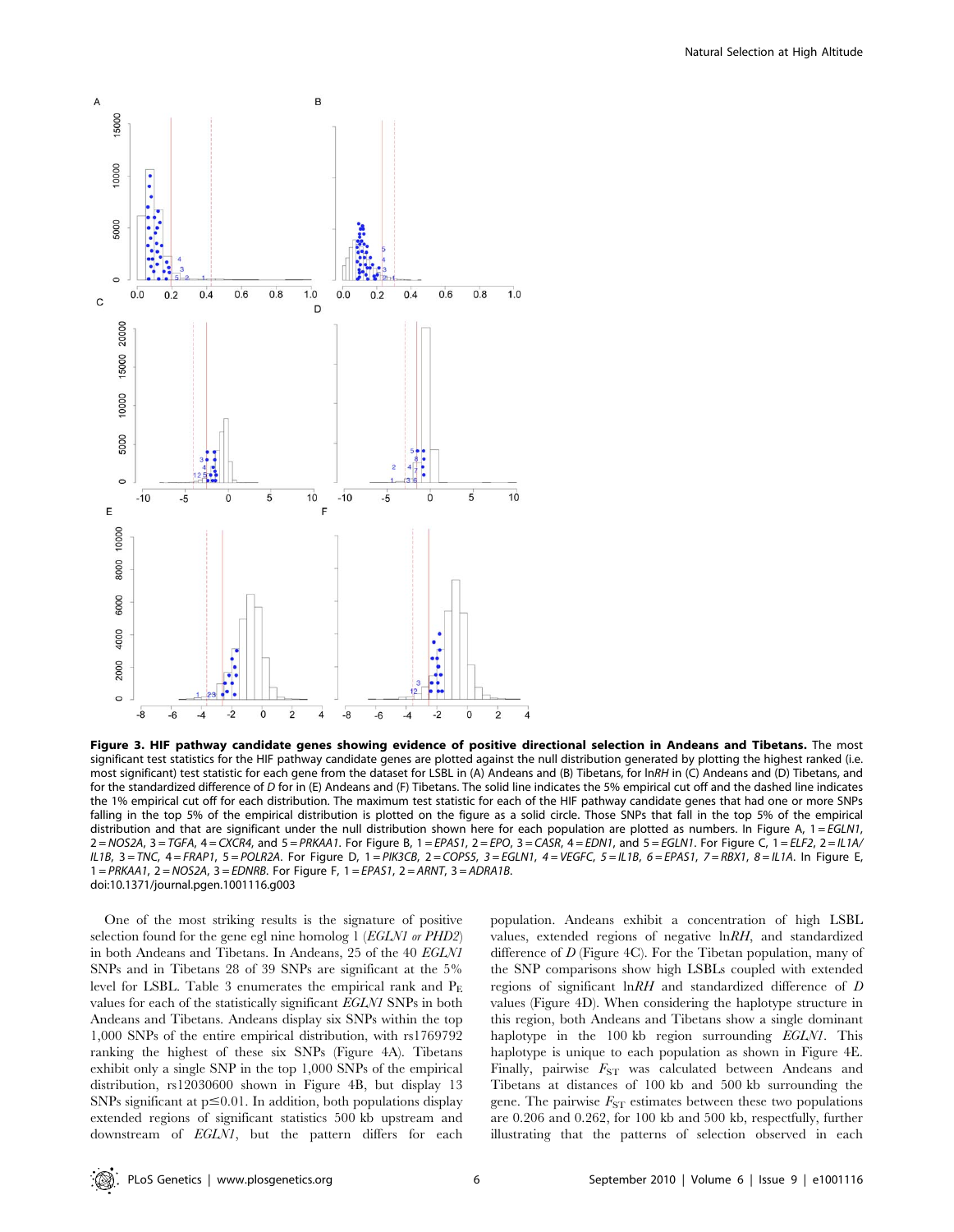**Figure 3. HIF pathway candidate genes showing evidence of positive directional selection in Andeans and Tibetans.** The most significant test statistics for the HIF pathway candidate genes are plotted against the null distribution generated by plotting the highest ranked (i.e. most significant) test statistic for each gene from the dataset for LSBL in (A) Andeans and (B) Tibetans, for ln*RH* in (C) Andeans and (D) Tibetans, and for the standardized difference of *D* for in (E) Andeans and (F) Tibetans. The solid line indicates the 5% empirical cut off and the dashed line indicates the 1% empirical cut off for each distribution. The maximum test statistic for each of the HIF pathway candidate genes that had one or more SNPs falling in the top 5% of the empirical distribution is plotted on the figure as a solid circle. Those SNPs that fall in the top 5% of the empirical distribution and that are significant under the null distribution shown here for each population are plotted as numbers. In Figure A, 1 = *EGLN1*, 2 = *NOS2A*, 3 = *TGFA*, 4 = *CXCR4*, and 5 = *PRKAA1*. For Figure B, 1 = *EPAS1*, 2 = *EPO*, 3 = *CASR*, 4 = *EDN1*, and 5 = *EGLN1*. For Figure C, 1 = *ELF2*, 2 = *IL1A/IL1B*, 3 = *TNC*, 4 = *FRAP1*, 5 = *POLR2A*. For Figure D, 1 = *PIK3CB*, 2 = *COPS5*, 3 = *EGLN1*, 4 = *VEGFC*, 5 = *IL1B*, 6 = *EPAS1*, 7 = *RBX1*, 8 = *IL1A*. In Figure E, 1 = *PRKAA1*, 2 = *NOS2A*, 3 = *EDNRB*. For Figure F, 1 = *EPAS1*, 2 = *ARNT*, 3 = *ADRA1B*.
doi:10.1371/journal.pgen.1001116.g003

One of the most striking results is the signature of positive selection found for the gene egl nine homolog 1 (*EGLN1 or PHD2*) in both Andeans and Tibetans. In Andeans, 25 of the 40 *EGLN1* SNPs and in Tibetans 28 of 39 SNPs are significant at the 5% level for LSBL. Table 3 enumerates the empirical rank and $P_E$ values for each of the statistically significant *EGLN1* SNPs in both Andeans and Tibetans. Andeans display six SNPs within the top 1,000 SNPs of the entire empirical distribution, with rs1769792 ranking the highest of these six SNPs (Figure 4A). Tibetans exhibit only a single SNP in the top 1,000 SNPs of the empirical distribution, rs12030600 shown in Figure 4B, but display 13 SNPs significant at $p \leq 0.01$. In addition, both populations display extended regions of significant statistics 500 kb upstream and downstream of *EGLN1*, but the pattern differs for each population. Andeans exhibit a concentration of high LSBL values, extended regions of negative ln*RH*, and standardized difference of *D* (Figure 4C). For the Tibetan population, many of the SNP comparisons show high LSBLs coupled with extended regions of significant ln*RH* and standardized difference of *D* values (Figure 4D). When considering the haplotype structure in this region, both Andeans and Tibetans show a single dominant haplotype in the 100 kb region surrounding *EGLN1*. This haplotype is unique to each population as shown in Figure 4E. Finally, pairwise $F_{ST}$ was calculated between Andeans and Tibetans at distances of 100 kb and 500 kb surrounding the gene. The pairwise $F_{ST}$ estimates between these two populations are 0.206 and 0.262, for 100 kb and 500 kb, respectfully, further illustrating that the patterns of selection observed in each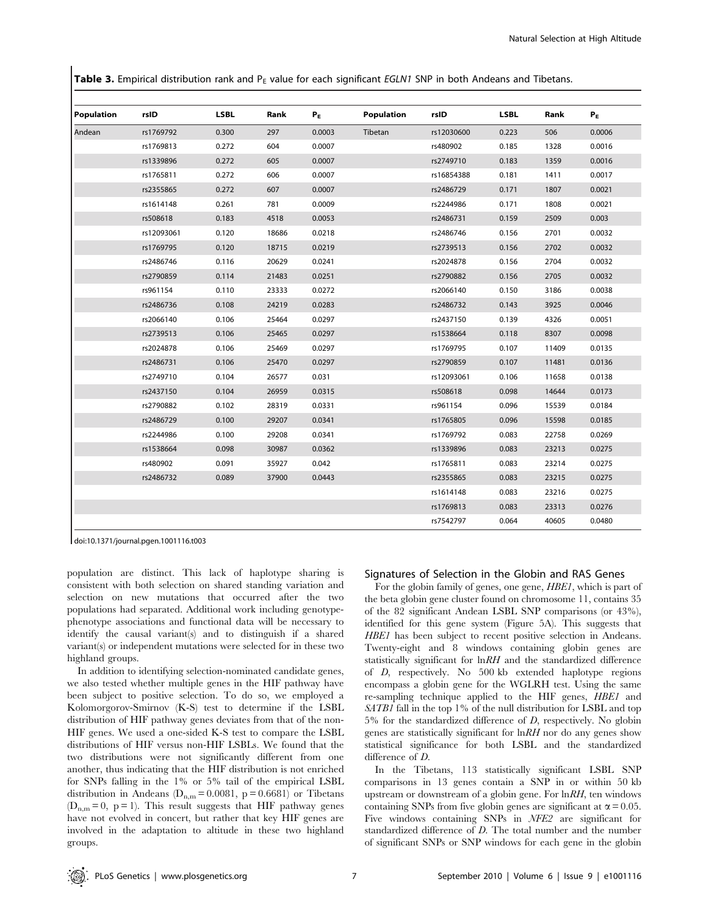**Table 3.** Empirical distribution rank and $P_E$ value for each significant *EGLN1* SNP in both Andeans and Tibetans.

| Population | rsID | LSBL | Rank | $P_E$ | Population | rsID | LSBL | Rank | $P_E$ |
|---|---|---|---|---|---|---|---|---|---|
| Andean | rs1769792 | 0.300 | 297 | 0.0003 | Tibetan | rs12030600 | 0.223 | 506 | 0.0006 |
| | rs1769813 | 0.272 | 604 | 0.0007 | | rs480902 | 0.185 | 1328 | 0.0016 |
| | rs1339896 | 0.272 | 605 | 0.0007 | | rs2749710 | 0.183 | 1359 | 0.0016 |
| | rs1765811 | 0.272 | 606 | 0.0007 | | rs16854388 | 0.181 | 1411 | 0.0017 |
| | rs2355865 | 0.272 | 607 | 0.0007 | | rs2486729 | 0.171 | 1807 | 0.0021 |
| | rs1614148 | 0.261 | 781 | 0.0009 | | rs2244986 | 0.171 | 1808 | 0.0021 |
| | rs508618 | 0.183 | 4518 | 0.0053 | | rs2486731 | 0.159 | 2509 | 0.003 |
| | rs12093061 | 0.120 | 18686 | 0.0218 | | rs2486746 | 0.156 | 2701 | 0.0032 |
| | rs1769795 | 0.120 | 18715 | 0.0219 | | rs2739513 | 0.156 | 2702 | 0.0032 |
| | rs2486746 | 0.116 | 20629 | 0.0241 | | rs2024878 | 0.156 | 2704 | 0.0032 |
| | rs2790859 | 0.114 | 21483 | 0.0251 | | rs2790882 | 0.156 | 2705 | 0.0032 |
| | rs961154 | 0.110 | 23333 | 0.0272 | | rs2066140 | 0.150 | 3186 | 0.0038 |
| | rs2486736 | 0.108 | 24219 | 0.0283 | | rs2486732 | 0.143 | 3925 | 0.0046 |
| | rs2066140 | 0.106 | 25464 | 0.0297 | | rs2437150 | 0.139 | 4326 | 0.0051 |
| | rs2739513 | 0.106 | 25465 | 0.0297 | | rs1538664 | 0.118 | 8307 | 0.0098 |
| | rs2024878 | 0.106 | 25469 | 0.0297 | | rs1769795 | 0.107 | 11409 | 0.0135 |
| | rs2486731 | 0.106 | 25470 | 0.0297 | | rs2790859 | 0.107 | 11481 | 0.0136 |
| | rs2749710 | 0.104 | 26577 | 0.031 | | rs12093061 | 0.106 | 11658 | 0.0138 |
| | rs2437150 | 0.104 | 26959 | 0.0315 | | rs508618 | 0.098 | 14644 | 0.0173 |
| | rs2790882 | 0.102 | 28319 | 0.0331 | | rs961154 | 0.096 | 15539 | 0.0184 |
| | rs2486729 | 0.100 | 29207 | 0.0341 | | rs1765805 | 0.096 | 15598 | 0.0185 |
| | rs2244986 | 0.100 | 29208 | 0.0341 | | rs1769792 | 0.083 | 22758 | 0.0269 |
| | rs1538664 | 0.098 | 30987 | 0.0362 | | rs1339896 | 0.083 | 23213 | 0.0275 |
| | rs480902 | 0.091 | 35927 | 0.042 | | rs1765811 | 0.083 | 23214 | 0.0275 |
| | rs2486732 | 0.089 | 37900 | 0.0443 | | rs2355865 | 0.083 | 23215 | 0.0275 |
| | | | | | | rs1614148 | 0.083 | 23216 | 0.0275 |
| | | | | | | rs1769813 | 0.083 | 23313 | 0.0276 |
| | | | | | | rs7542797 | 0.064 | 40605 | 0.0480 |

doi:10.1371/journal.pgen.1001116.t003

population are distinct. This lack of haplotype sharing is consistent with both selection on shared standing variation and selection on new mutations that occurred after the two populations had separated. Additional work including genotype-phenotype associations and functional data will be necessary to identify the causal variant(s) and to distinguish if a shared variant(s) or independent mutations were selected for in these two highland groups.

In addition to identifying selection-nominated candidate genes, we also tested whether multiple genes in the HIF pathway have been subject to positive selection. To do so, we employed a Kolomorgorov-Smirnov (K-S) test to determine if the LSBL distribution of HIF pathway genes deviates from that of the non-HIF genes. We used a one-sided K-S test to compare the LSBL distributions of HIF versus non-HIF LSBLs. We found that the two distributions were not significantly different from one another, thus indicating that the HIF distribution is not enriched for SNPs falling in the 1% or 5% tail of the empirical LSBL distribution in Andeans ($D_{n,m} = 0.0081$, $p = 0.6681$) or Tibetans ($D_{n,m} = 0$, $p = 1$). This result suggests that HIF pathway genes have not evolved in concert, but rather that key HIF genes are involved in the adaptation to altitude in these two highland groups.

## Signatures of Selection in the Globin and RAS Genes

For the globin family of genes, one gene, *HBE1*, which is part of the beta globin gene cluster found on chromosome 11, contains 35 of the 82 significant Andean LSBL SNP comparisons (or 43%), identified for this gene system (Figure 5A). This suggests that *HBE1* has been subject to recent positive selection in Andeans. Twenty-eight and 8 windows containing globin genes are statistically significant for ln*RH* and the standardized difference of *D*, respectively. No 500 kb extended haplotype regions encompass a globin gene for the WGLRH test. Using the same re-sampling technique applied to the HIF genes, *HBE1* and *SATB1* fall in the top 1% of the null distribution for LSBL and top 5% for the standardized difference of *D*, respectively. No globin genes are statistically significant for ln*RH* nor do any genes show statistical significance for both LSBL and the standardized difference of *D*.

In the Tibetans, 113 statistically significant LSBL SNP comparisons in 13 genes contain a SNP in or within 50 kb upstream or downstream of a globin gene. For ln*RH*, ten windows containing SNPs from five globin genes are significant at $\alpha = 0.05$. Five windows containing SNPs in *NFE2* are significant for standardized difference of *D*. The total number and the number of significant SNPs or SNP windows for each gene in the globin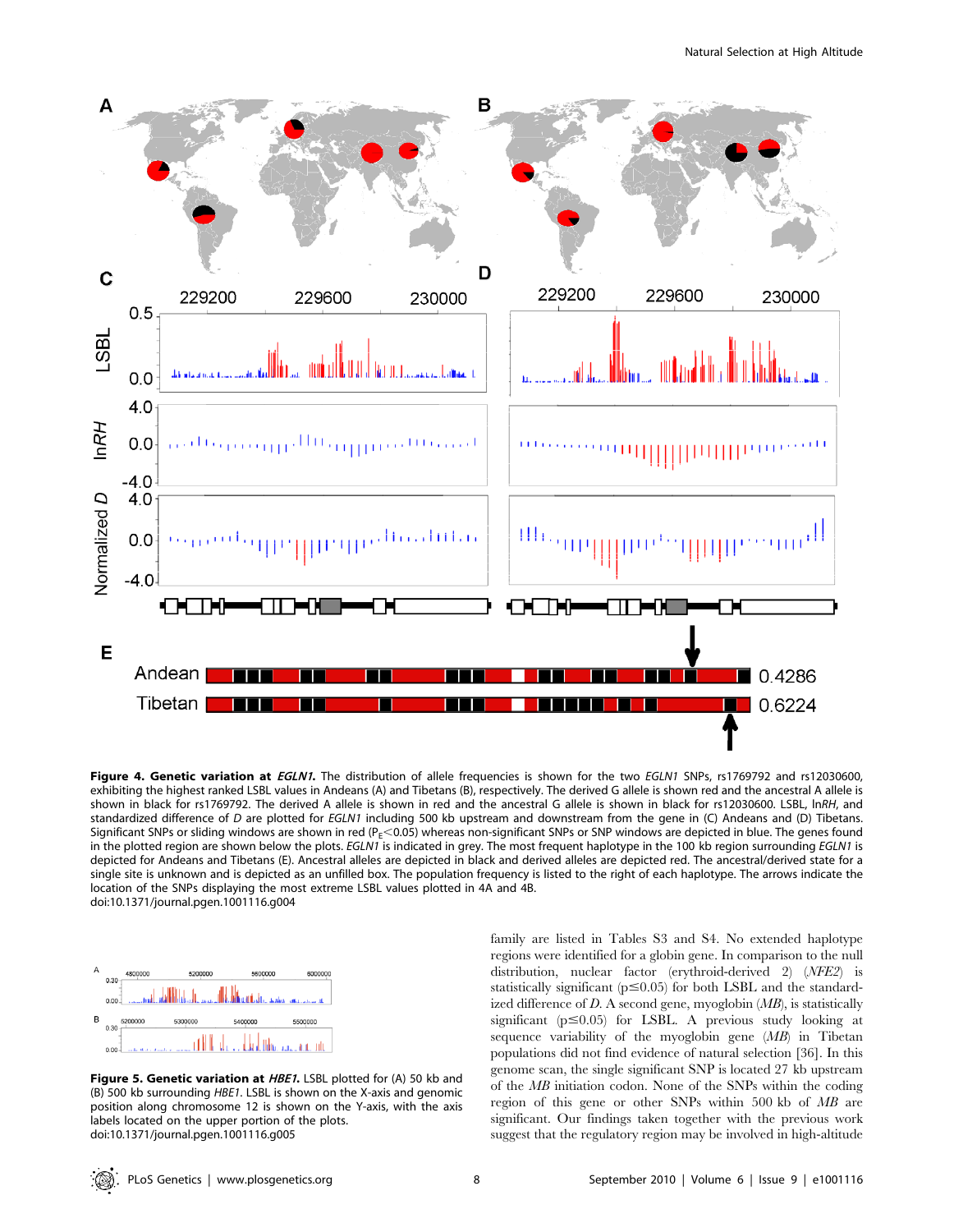**Figure 4. Genetic variation at *EGLN1*.** The distribution of allele frequencies is shown for the two *EGLN1* SNPs, rs1769792 and rs12030600, exhibiting the highest ranked LSBL values in Andeans (A) and Tibetans (B), respectively. The derived G allele is shown red and the ancestral A allele is shown in black for rs1769792. The derived A allele is shown in red and the ancestral G allele is shown in black for rs12030600. LSBL, ln*RH*, and standardized difference of *D* are plotted for *EGLN1* including 500 kb upstream and downstream from the gene in (C) Andeans and (D) Tibetans. Significant SNPs or sliding windows are shown in red ($P_E < 0.05$) whereas non-significant SNPs or SNP windows are depicted in blue. The genes found in the plotted region are shown below the plots. *EGLN1* is indicated in grey. The most frequent haplotype in the 100 kb region surrounding *EGLN1* is depicted for Andeans and Tibetans (E). Ancestral alleles are depicted in black and derived alleles are depicted red. The ancestral/derived state for a single site is unknown and is depicted as an unfilled box. The population frequency is listed to the right of each haplotype. The arrows indicate the location of the SNPs displaying the most extreme LSBL values plotted in 4A and 4B.
doi:10.1371/journal.pgen.1001116.g004

**Figure 5. Genetic variation at *HBE1*.** LSBL plotted for (A) 50 kb and (B) 500 kb surrounding *HBE1*. LSBL is shown on the X-axis and genomic position along chromosome 12 is shown on the Y-axis, with the axis labels located on the upper portion of the plots.
doi:10.1371/journal.pgen.1001116.g005

family are listed in Tables S3 and S4. No extended haplotype regions were identified for a globin gene. In comparison to the null distribution, nuclear factor (erythroid-derived 2) (*NFE2*) is statistically significant ($p \leq 0.05$) for both LSBL and the standardized difference of *D*. A second gene, myoglobin (*MB*), is statistically significant ($p \leq 0.05$) for LSBL. A previous study looking at sequence variability of the myoglobin gene (*MB*) in Tibetan populations did not find evidence of natural selection [36]. In this genome scan, the single significant SNP is located 27 kb upstream of the *MB* initiation codon. None of the SNPs within the coding region of this gene or other SNPs within 500 kb of *MB* are significant. Our findings taken together with the previous work suggest that the regulatory region may be involved in high-altitude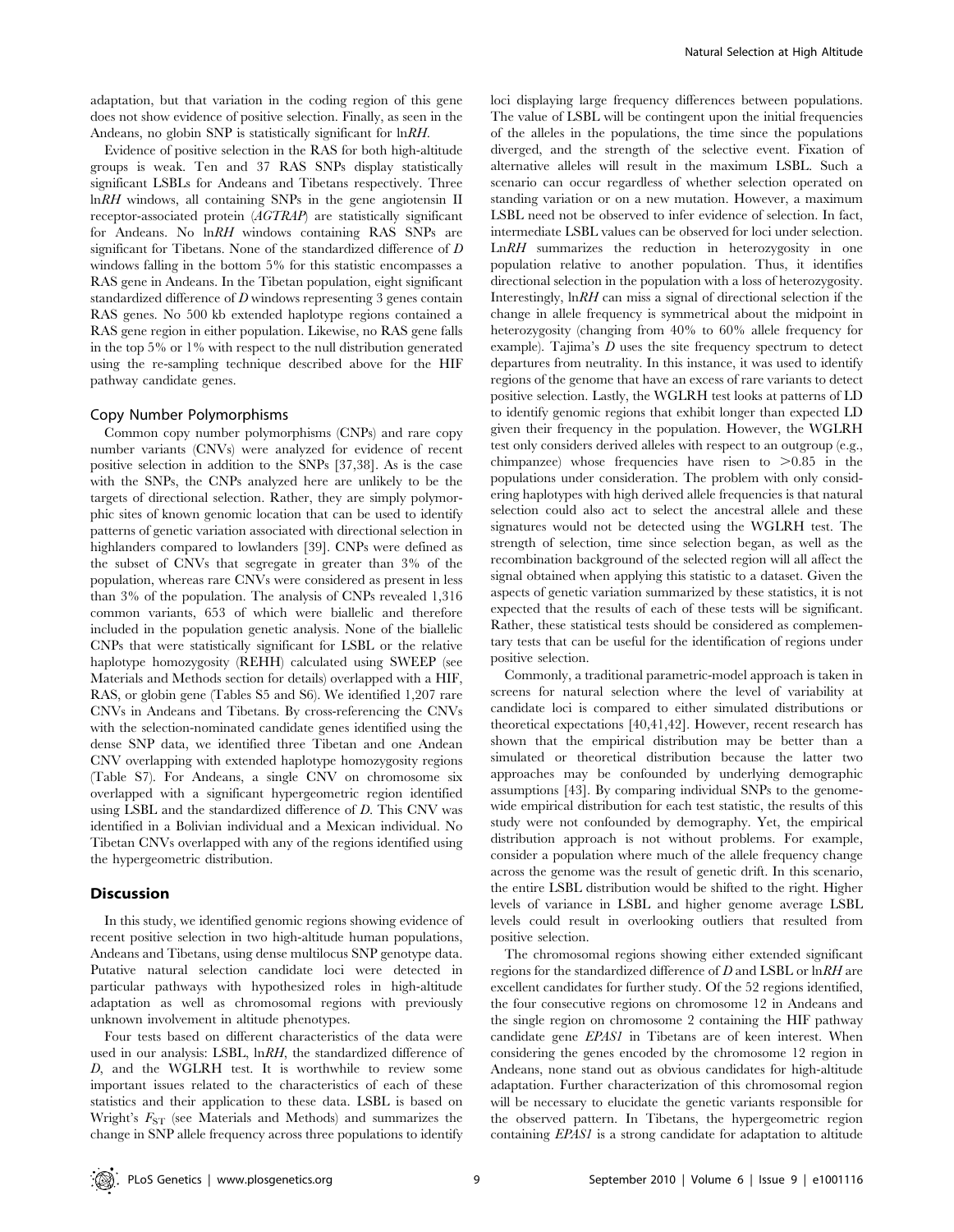adaptation, but that variation in the coding region of this gene does not show evidence of positive selection. Finally, as seen in the Andeans, no globin SNP is statistically significant for ln*RH*.

Evidence of positive selection in the RAS for both high-altitude groups is weak. Ten and 37 RAS SNPs display statistically significant LSBLs for Andeans and Tibetans respectively. Three ln*RH* windows, all containing SNPs in the gene angiotensin II receptor-associated protein (*AGTRAP*) are statistically significant for Andeans. No ln*RH* windows containing RAS SNPs are significant for Tibetans. None of the standardized difference of *D* windows falling in the bottom 5% for this statistic encompasses a RAS gene in Andeans. In the Tibetan population, eight significant standardized difference of *D* windows representing 3 genes contain RAS genes. No 500 kb extended haplotype regions contained a RAS gene region in either population. Likewise, no RAS gene falls in the top 5% or 1% with respect to the null distribution generated using the re-sampling technique described above for the HIF pathway candidate genes.

### Copy Number Polymorphisms

Common copy number polymorphisms (CNPs) and rare copy number variants (CNVs) were analyzed for evidence of recent positive selection in addition to the SNPs [37,38]. As is the case with the SNPs, the CNPs analyzed here are unlikely to be the targets of directional selection. Rather, they are simply polymorphic sites of known genomic location that can be used to identify patterns of genetic variation associated with directional selection in highlanders compared to lowlanders [39]. CNPs were defined as the subset of CNVs that segregate in greater than 3% of the population, whereas rare CNVs were considered as present in less than 3% of the population. The analysis of CNPs revealed 1,316 common variants, 653 of which were biallelic and therefore included in the population genetic analysis. None of the biallelic CNPs that were statistically significant for LSBL or the relative haplotype homozygosity (REHH) calculated using SWEEP (see Materials and Methods section for details) overlapped with a HIF, RAS, or globin gene (Tables S5 and S6). We identified 1,207 rare CNVs in Andeans and Tibetans. By cross-referencing the CNVs with the selection-nominated candidate genes identified using the dense SNP data, we identified three Tibetan and one Andean CNV overlapping with extended haplotype homozygosity regions (Table S7). For Andeans, a single CNV on chromosome six overlapped with a significant hypergeometric region identified using LSBL and the standardized difference of *D*. This CNV was identified in a Bolivian individual and a Mexican individual. No Tibetan CNVs overlapped with any of the regions identified using the hypergeometric distribution.

## Discussion

In this study, we identified genomic regions showing evidence of recent positive selection in two high-altitude human populations, Andeans and Tibetans, using dense multilocus SNP genotype data. Putative natural selection candidate loci were detected in particular pathways with hypothesized roles in high-altitude adaptation as well as chromosomal regions with previously unknown involvement in altitude phenotypes.

Four tests based on different characteristics of the data were used in our analysis: LSBL, ln*RH*, the standardized difference of *D*, and the WGLRH test. It is worthwhile to review some important issues related to the characteristics of each of these statistics and their application to these data. LSBL is based on Wright's $F_{ST}$ (see Materials and Methods) and summarizes the change in SNP allele frequency across three populations to identify loci displaying large frequency differences between populations. The value of LSBL will be contingent upon the initial frequencies of the alleles in the populations, the time since the populations diverged, and the strength of the selective event. Fixation of alternative alleles will result in the maximum LSBL. Such a scenario can occur regardless of whether selection operated on standing variation or on a new mutation. However, a maximum LSBL need not be observed to infer evidence of selection. In fact, intermediate LSBL values can be observed for loci under selection. Ln*RH* summarizes the reduction in heterozygosity in one population relative to another population. Thus, it identifies directional selection in the population with a loss of heterozygosity. Interestingly, ln*RH* can miss a signal of directional selection if the change in allele frequency is symmetrical about the midpoint in heterozygosity (changing from 40% to 60% allele frequency for example). Tajima's *D* uses the site frequency spectrum to detect departures from neutrality. In this instance, it was used to identify regions of the genome that have an excess of rare variants to detect positive selection. Lastly, the WGLRH test looks at patterns of LD to identify genomic regions that exhibit longer than expected LD given their frequency in the population. However, the WGLRH test only considers derived alleles with respect to an outgroup (e.g., chimpanzee) whose frequencies have risen to >0.85 in the populations under consideration. The problem with only considering haplotypes with high derived allele frequencies is that natural selection could also act to select the ancestral allele and these signatures would not be detected using the WGLRH test. The strength of selection, time since selection began, as well as the recombination background of the selected region will all affect the signal obtained when applying this statistic to a dataset. Given the aspects of genetic variation summarized by these statistics, it is not expected that the results of each of these tests will be significant. Rather, these statistical tests should be considered as complementary tests that can be useful for the identification of regions under positive selection.

Commonly, a traditional parametric-model approach is taken in screens for natural selection where the level of variability at candidate loci is compared to either simulated distributions or theoretical expectations [40,41,42]. However, recent research has shown that the empirical distribution may be better than a simulated or theoretical distribution because the latter two approaches may be confounded by underlying demographic assumptions [43]. By comparing individual SNPs to the genome-wide empirical distribution for each test statistic, the results of this study were not confounded by demography. Yet, the empirical distribution approach is not without problems. For example, consider a population where much of the allele frequency change across the genome was the result of genetic drift. In this scenario, the entire LSBL distribution would be shifted to the right. Higher levels of variance in LSBL and higher genome average LSBL levels could result in overlooking outliers that resulted from positive selection.

The chromosomal regions showing either extended significant regions for the standardized difference of *D* and LSBL or ln*RH* are excellent candidates for further study. Of the 52 regions identified, the four consecutive regions on chromosome 12 in Andeans and the single region on chromosome 2 containing the HIF pathway candidate gene *EPAS1* in Tibetans are of keen interest. When considering the genes encoded by the chromosome 12 region in Andeans, none stand out as obvious candidates for high-altitude adaptation. Further characterization of this chromosomal region will be necessary to elucidate the genetic variants responsible for the observed pattern. In Tibetans, the hypergeometric region containing *EPAS1* is a strong candidate for adaptation to altitude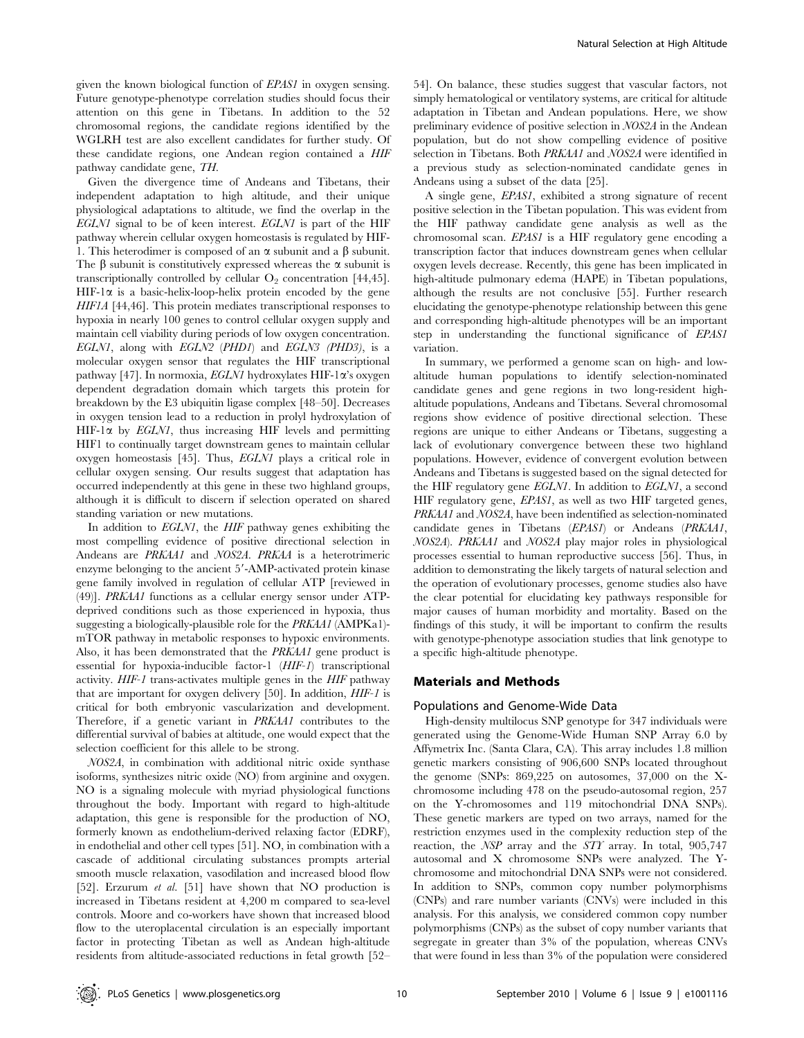given the known biological function of *EPAS1* in oxygen sensing. Future genotype-phenotype correlation studies should focus their attention on this gene in Tibetans. In addition to the 52 chromosomal regions, the candidate regions identified by the WGLRH test are also excellent candidates for further study. Of these candidate regions, one Andean region contained a *HIF* pathway candidate gene, *TH*.

Given the divergence time of Andeans and Tibetans, their independent adaptation to high altitude, and their unique physiological adaptations to altitude, we find the overlap in the *EGLN1* signal to be of keen interest. *EGLN1* is part of the HIF pathway wherein cellular oxygen homeostasis is regulated by HIF-1. This heterodimer is composed of an α subunit and a β subunit. The β subunit is constitutively expressed whereas the α subunit is transcriptionally controlled by cellular $O_2$ concentration [44,45]. HIF-1α is a basic-helix-loop-helix protein encoded by the gene *HIF1A* [44,46]. This protein mediates transcriptional responses to hypoxia in nearly 100 genes to control cellular oxygen supply and maintain cell viability during periods of low oxygen concentration. *EGLN1*, along with *EGLN2* (*PHD1*) and *EGLN3 (PHD3)*, is a molecular oxygen sensor that regulates the HIF transcriptional pathway [47]. In normoxia, *EGLN1* hydroxylates HIF-1α's oxygen dependent degradation domain which targets this protein for breakdown by the E3 ubiquitin ligase complex [48–50]. Decreases in oxygen tension lead to a reduction in prolyl hydroxylation of HIF-1α by *EGLN1*, thus increasing HIF levels and permitting HIF1 to continually target downstream genes to maintain cellular oxygen homeostasis [45]. Thus, *EGLN1* plays a critical role in cellular oxygen sensing. Our results suggest that adaptation has occurred independently at this gene in these two highland groups, although it is difficult to discern if selection operated on shared standing variation or new mutations.

In addition to *EGLN1*, the *HIF* pathway genes exhibiting the most compelling evidence of positive directional selection in Andeans are *PRKAA1* and *NOS2A*. *PRKAA* is a heterotrimeric enzyme belonging to the ancient 5′-AMP-activated protein kinase gene family involved in regulation of cellular ATP [reviewed in (49)]. *PRKAA1* functions as a cellular energy sensor under ATP-deprived conditions such as those experienced in hypoxia, thus suggesting a biologically-plausible role for the *PRKAA1* (AMPKa1)-mTOR pathway in metabolic responses to hypoxic environments. Also, it has been demonstrated that the *PRKAA1* gene product is essential for hypoxia-inducible factor-1 (*HIF-1*) transcriptional activity. *HIF-1* trans-activates multiple genes in the *HIF* pathway that are important for oxygen delivery [50]. In addition, *HIF-1* is critical for both embryonic vascularization and development. Therefore, if a genetic variant in *PRKAA1* contributes to the differential survival of babies at altitude, one would expect that the selection coefficient for this allele to be strong.

*NOS2A*, in combination with additional nitric oxide synthase isoforms, synthesizes nitric oxide (NO) from arginine and oxygen. NO is a signaling molecule with myriad physiological functions throughout the body. Important with regard to high-altitude adaptation, this gene is responsible for the production of NO, formerly known as endothelium-derived relaxing factor (EDRF), in endothelial and other cell types [51]. NO, in combination with a cascade of additional circulating substances prompts arterial smooth muscle relaxation, vasodilation and increased blood flow [52]. Erzurum *et al.* [51] have shown that NO production is increased in Tibetans resident at 4,200 m compared to sea-level controls. Moore and co-workers have shown that increased blood flow to the uteroplacental circulation is an especially important factor in protecting Tibetan as well as Andean high-altitude residents from altitude-associated reductions in fetal growth [52–54]. On balance, these studies suggest that vascular factors, not simply hematological or ventilatory systems, are critical for altitude adaptation in Tibetan and Andean populations. Here, we show preliminary evidence of positive selection in *NOS2A* in the Andean population, but do not show compelling evidence of positive selection in Tibetans. Both *PRKAA1* and *NOS2A* were identified in a previous study as selection-nominated candidate genes in Andeans using a subset of the data [25].

A single gene, *EPAS1*, exhibited a strong signature of recent positive selection in the Tibetan population. This was evident from the HIF pathway candidate gene analysis as well as the chromosomal scan. *EPAS1* is a HIF regulatory gene encoding a transcription factor that induces downstream genes when cellular oxygen levels decrease. Recently, this gene has been implicated in high-altitude pulmonary edema (HAPE) in Tibetan populations, although the results are not conclusive [55]. Further research elucidating the genotype-phenotype relationship between this gene and corresponding high-altitude phenotypes will be an important step in understanding the functional significance of *EPAS1* variation.

In summary, we performed a genome scan on high- and low-altitude human populations to identify selection-nominated candidate genes and gene regions in two long-resident high-altitude populations, Andeans and Tibetans. Several chromosomal regions show evidence of positive directional selection. These regions are unique to either Andeans or Tibetans, suggesting a lack of evolutionary convergence between these two highland populations. However, evidence of convergent evolution between Andeans and Tibetans is suggested based on the signal detected for the HIF regulatory gene *EGLN1*. In addition to *EGLN1*, a second HIF regulatory gene, *EPAS1*, as well as two HIF targeted genes, *PRKAA1* and *NOS2A*, have been indentified as selection-nominated candidate genes in Tibetans (*EPAS1*) or Andeans (*PRKAA1*, *NOS2A*). *PRKAA1* and *NOS2A* play major roles in physiological processes essential to human reproductive success [56]. Thus, in addition to demonstrating the likely targets of natural selection and the operation of evolutionary processes, genome studies also have the clear potential for elucidating key pathways responsible for major causes of human morbidity and mortality. Based on the findings of this study, it will be important to confirm the results with genotype-phenotype association studies that link genotype to a specific high-altitude phenotype.

## Materials and Methods

### Populations and Genome-Wide Data

High-density multilocus SNP genotype for 347 individuals were generated using the Genome-Wide Human SNP Array 6.0 by Affymetrix Inc. (Santa Clara, CA). This array includes 1.8 million genetic markers consisting of 906,600 SNPs located throughout the genome (SNPs: 869,225 on autosomes, 37,000 on the X-chromosome including 478 on the pseudo-autosomal region, 257 on the Y-chromosomes and 119 mitochondrial DNA SNPs). These genetic markers are typed on two arrays, named for the restriction enzymes used in the complexity reduction step of the reaction, the *NSP* array and the *STY* array. In total, 905,747 autosomal and X chromosome SNPs were analyzed. The Y-chromosome and mitochondrial DNA SNPs were not considered. In addition to SNPs, common copy number polymorphisms (CNPs) and rare number variants (CNVs) were included in this analysis. For this analysis, we considered common copy number polymorphisms (CNPs) as the subset of copy number variants that segregate in greater than 3% of the population, whereas CNVs that were found in less than 3% of the population were considered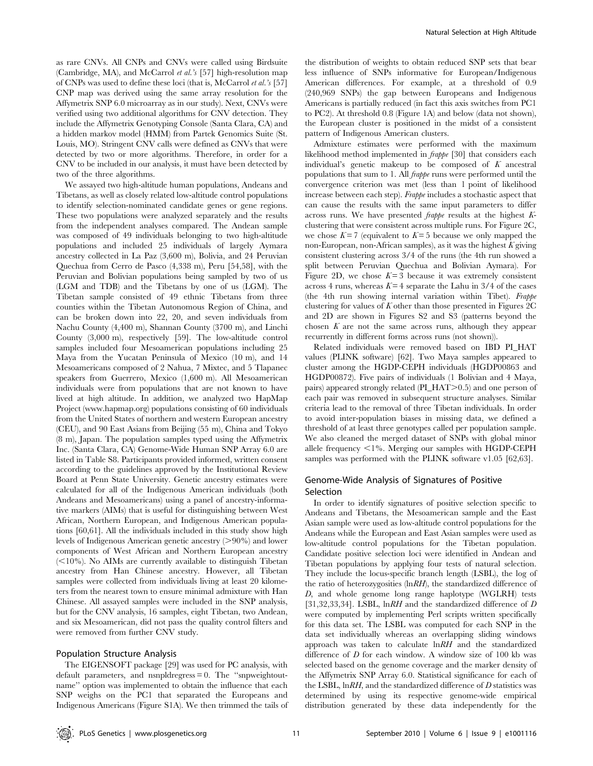as rare CNVs. All CNPs and CNVs were called using Birdsuite (Cambridge, MA), and McCarrol *et al.'s* [57] high-resolution map of CNPs was used to define these loci (that is, McCarrol *et al.'s* [57] CNP map was derived using the same array resolution for the Affymetrix SNP 6.0 microarray as in our study). Next, CNVs were verified using two additional algorithms for CNV detection. They include the Affymetrix Genotyping Console (Santa Clara, CA) and a hidden markov model (HMM) from Partek Genomics Suite (St. Louis, MO). Stringent CNV calls were defined as CNVs that were detected by two or more algorithms. Therefore, in order for a CNV to be included in our analysis, it must have been detected by two of the three algorithms.

We assayed two high-altitude human populations, Andeans and Tibetans, as well as closely related low-altitude control populations to identify selection-nominated candidate genes or gene regions. These two populations were analyzed separately and the results from the independent analyses compared. The Andean sample was composed of 49 individuals belonging to two high-altitude populations and included 25 individuals of largely Aymara ancestry collected in La Paz (3,600 m), Bolivia, and 24 Peruvian Quechua from Cerro de Pasco (4,338 m), Peru [54,58], with the Peruvian and Bolivian populations being sampled by two of us (LGM and TDB) and the Tibetans by one of us (LGM). The Tibetan sample consisted of 49 ethnic Tibetans from three counties within the Tibetan Autonomous Region of China, and can be broken down into 22, 20, and seven individuals from Nachu County (4,400 m), Shannan County (3700 m), and Linchi County (3,000 m), respectively [59]. The low-altitude control samples included four Mesoamerican populations including 25 Maya from the Yucatan Peninsula of Mexico (10 m), and 14 Mesoamericans composed of 2 Nahua, 7 Mixtec, and 5 Tlapanec speakers from Guerrero, Mexico (1,600 m). All Mesoamerican individuals were from populations that are not known to have lived at high altitude. In addition, we analyzed two HapMap Project (www.hapmap.org) populations consisting of 60 individuals from the United States of northern and western European ancestry (CEU), and 90 East Asians from Beijing (55 m), China and Tokyo (8 m), Japan. The population samples typed using the Affymetrix Inc. (Santa Clara, CA) Genome-Wide Human SNP Array 6.0 are listed in Table S8. Participants provided informed, written consent according to the guidelines approved by the Institutional Review Board at Penn State University. Genetic ancestry estimates were calculated for all of the Indigenous American individuals (both Andeans and Mesoamericans) using a panel of ancestry-informative markers (AIMs) that is useful for distinguishing between West African, Northern European, and Indigenous American populations [60,61]. All the individuals included in this study show high levels of Indigenous American genetic ancestry (>90%) and lower components of West African and Northern European ancestry (<10%). No AIMs are currently available to distinguish Tibetan ancestry from Han Chinese ancestry. However, all Tibetan samples were collected from individuals living at least 20 kilometers from the nearest town to ensure minimal admixture with Han Chinese. All assayed samples were included in the SNP analysis, but for the CNV analysis, 16 samples, eight Tibetan, two Andean, and six Mesoamerican, did not pass the quality control filters and were removed from further CNV study.

## Population Structure Analysis

The EIGENSOFT package [29] was used for PC analysis, with default parameters, and nsnpldregress = 0. The "snpweightoutname" option was implemented to obtain the influence that each SNP weighs on the PC1 that separated the Europeans and Indigenous Americans (Figure S1A). We then trimmed the tails of the distribution of weights to obtain reduced SNP sets that bear less influence of SNPs informative for European/Indigenous American differences. For example, at a threshold of 0.9 (240,969 SNPs) the gap between Europeans and Indigenous Americans is partially reduced (in fact this axis switches from PC1 to PC2). At threshold 0.8 (Figure 1A) and below (data not shown), the European cluster is positioned in the midst of a consistent pattern of Indigenous American clusters.

Admixture estimates were performed with the maximum likelihood method implemented in *frappe* [30] that considers each individual's genetic makeup to be composed of $K$ ancestral populations that sum to 1. All *frappe* runs were performed until the convergence criterion was met (less than 1 point of likelihood increase between each step). *Frappe* includes a stochastic aspect that can cause the results with the same input parameters to differ across runs. We have presented *frappe* results at the highest $K$-clustering that were consistent across multiple runs. For Figure 2C, we chose $K = 7$ (equivalent to $K = 5$ because we only mapped the non-European, non-African samples), as it was the highest $K$ giving consistent clustering across 3/4 of the runs (the 4th run showed a split between Peruvian Quechua and Bolivian Aymara). For Figure 2D, we chose $K = 3$ because it was extremely consistent across 4 runs, whereas $K = 4$ separate the Lahu in 3/4 of the cases (the 4th run showing internal variation within Tibet). *Frappe* clustering for values of $K$ other than those presented in Figures 2C and 2D are shown in Figures S2 and S3 (patterns beyond the chosen $K$ are not the same across runs, although they appear recurrently in different forms across runs (not shown)).

Related individuals were removed based on IBD PI_HAT values (PLINK software) [62]. Two Maya samples appeared to cluster among the HGDP-CEPH individuals (HGDP00863 and HGDP00872). Five pairs of individuals (1 Bolivian and 4 Maya, pairs) appeared strongly related (PI_HAT>0.5) and one person of each pair was removed in subsequent structure analyses. Similar criteria lead to the removal of three Tibetan individuals. In order to avoid inter-population biases in missing data, we defined a threshold of at least three genotypes called per population sample. We also cleaned the merged dataset of SNPs with global minor allele frequency <1%. Merging our samples with HGDP-CEPH samples was performed with the PLINK software v1.05 [62,63].

## Genome-Wide Analysis of Signatures of Positive Selection

In order to identify signatures of positive selection specific to Andeans and Tibetans, the Mesoamerican sample and the East Asian sample were used as low-altitude control populations for the Andeans while the European and East Asian samples were used as low-altitude control populations for the Tibetan population. Candidate positive selection loci were identified in Andean and Tibetan populations by applying four tests of natural selection. They include the locus-specific branch length (LSBL), the log of the ratio of heterozygosities (ln*RH*), the standardized difference of $D$, and whole genome long range haplotype (WGLRH) tests [31,32,33,34]. LSBL, ln*RH* and the standardized difference of $D$ were computed by implementing Perl scripts written specifically for this data set. The LSBL was computed for each SNP in the data set individually whereas an overlapping sliding windows approach was taken to calculate ln*RH* and the standardized difference of $D$ for each window. A window size of 100 kb was selected based on the genome coverage and the marker density of the Affymetrix SNP Array 6.0. Statistical significance for each of the LSBL, ln*RH*, and the standardized difference of $D$ statistics was determined by using its respective genome-wide empirical distribution generated by these data independently for the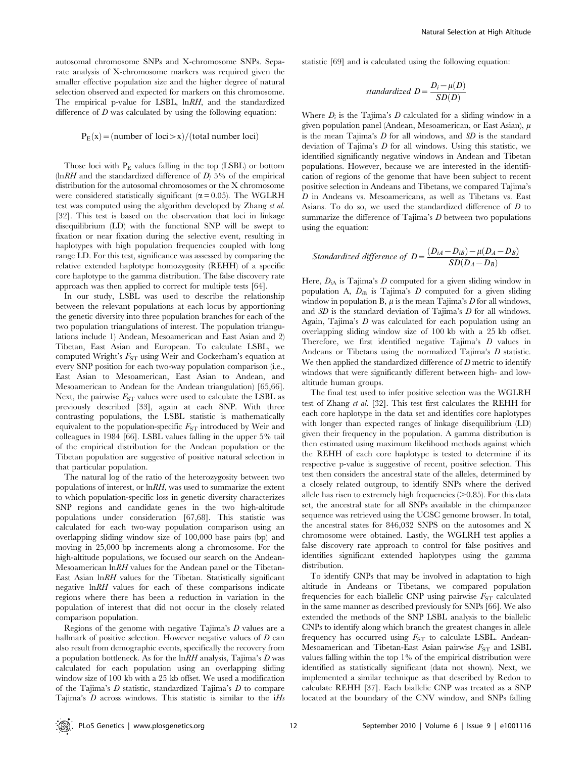autosomal chromosome SNPs and X-chromosome SNPs. Separate analysis of X-chromosome markers was required given the smaller effective population size and the higher degree of natural selection observed and expected for markers on this chromosome. The empirical p-value for LSBL, ln*RH*, and the standardized difference of *D* was calculated by using the following equation:

$$P_E(x) = (\text{number of loci} > x)/(\text{total number loci})$$

Those loci with $P_E$ values falling in the top (LSBL) or bottom (ln*RH* and the standardized difference of *D*) 5% of the empirical distribution for the autosomal chromosomes or the X chromosome were considered statistically significant ($\alpha = 0.05$). The WGLRH test was computed using the algorithm developed by Zhang *et al.* [32]. This test is based on the observation that loci in linkage disequilibrium (LD) with the functional SNP will be swept to fixation or near fixation during the selective event, resulting in haplotypes with high population frequencies coupled with long range LD. For this test, significance was assessed by comparing the relative extended haplotype homozygosity (REHH) of a specific core haplotype to the gamma distribution. The false discovery rate approach was then applied to correct for multiple tests [64].

In our study, LSBL was used to describe the relationship between the relevant populations at each locus by apportioning the genetic diversity into three population branches for each of the two population triangulations of interest. The population triangulations include 1) Andean, Mesoamerican and East Asian and 2) Tibetan, East Asian and European. To calculate LSBL, we computed Wright's $F_{ST}$ using Weir and Cockerham's equation at every SNP position for each two-way population comparison (i.e., East Asian to Mesoamerican, East Asian to Andean, and Mesoamerican to Andean for the Andean triangulation) [65,66]. Next, the pairwise $F_{ST}$ values were used to calculate the LSBL as previously described [33], again at each SNP. With three contrasting populations, the LSBL statistic is mathematically equivalent to the population-specific $F_{ST}$ introduced by Weir and colleagues in 1984 [66]. LSBL values falling in the upper 5% tail of the empirical distribution for the Andean population or the Tibetan population are suggestive of positive natural selection in that particular population.

The natural log of the ratio of the heterozygosity between two populations of interest, or ln*RH*, was used to summarize the extent to which population-specific loss in genetic diversity characterizes SNP regions and candidate genes in the two high-altitude populations under consideration [67,68]. This statistic was calculated for each two-way population comparison using an overlapping sliding window size of 100,000 base pairs (bp) and moving in 25,000 bp increments along a chromosome. For the high-altitude populations, we focused our search on the Andean-Mesoamerican ln*RH* values for the Andean panel or the Tibetan-East Asian ln*RH* values for the Tibetan. Statistically significant negative ln*RH* values for each of these comparisons indicate regions where there has been a reduction in variation in the population of interest that did not occur in the closely related comparison population.

Regions of the genome with negative Tajima's *D* values are a hallmark of positive selection. However negative values of *D* can also result from demographic events, specifically the recovery from a population bottleneck. As for the ln*RH* analysis, Tajima's *D* was calculated for each population using an overlapping sliding window size of 100 kb with a 25 kb offset. We used a modification of the Tajima's *D* statistic, standardized Tajima's *D* to compare Tajima's *D* across windows. This statistic is similar to the i*Hs* statistic [69] and is calculated using the following equation:

$$standardized\ D = \frac{D_i - \mu(D)}{SD(D)}$$

Where $D_i$ is the Tajima's *D* calculated for a sliding window in a given population panel (Andean, Mesoamerican, or East Asian), $\mu$ is the mean Tajima's *D* for all windows, and *SD* is the standard deviation of Tajima's *D* for all windows. Using this statistic, we identified significantly negative windows in Andean and Tibetan populations. However, because we are interested in the identification of regions of the genome that have been subject to recent positive selection in Andeans and Tibetans, we compared Tajima's *D* in Andeans vs. Mesoamericans, as well as Tibetans vs. East Asians. To do so, we used the standardized difference of *D* to summarize the difference of Tajima's *D* between two populations using the equation:

$$Standardized\ difference\ of\ D = \frac{(D_{iA} - D_{iB}) - \mu(D_A - D_B)}{SD(D_A - D_B)}$$

Here, $D_{iA}$ is Tajima's *D* computed for a given sliding window in population A, $D_{iB}$ is Tajima's *D* computed for a given sliding window in population B, $\mu$ is the mean Tajima's *D* for all windows, and *SD* is the standard deviation of Tajima's *D* for all windows. Again, Tajima's *D* was calculated for each population using an overlapping sliding window size of 100 kb with a 25 kb offset. Therefore, we first identified negative Tajima's *D* values in Andeans or Tibetans using the normalized Tajima's *D* statistic. We then applied the standardized difference of *D* metric to identify windows that were significantly different between high- and low-altitude human groups.

The final test used to infer positive selection was the WGLRH test of Zhang *et al.* [32]. This test first calculates the REHH for each core haplotype in the data set and identifies core haplotypes with longer than expected ranges of linkage disequilibrium (LD) given their frequency in the population. A gamma distribution is then estimated using maximum likelihood methods against which the REHH of each core haplotype is tested to determine if its respective p-value is suggestive of recent, positive selection. This test then considers the ancestral state of the alleles, determined by a closely related outgroup, to identify SNPs where the derived allele has risen to extremely high frequencies (>0.85). For this data set, the ancestral state for all SNPs available in the chimpanzee sequence was retrieved using the UCSC genome browser. In total, the ancestral states for 846,032 SNPS on the autosomes and X chromosome were obtained. Lastly, the WGLRH test applies a false discovery rate approach to control for false positives and identifies significant extended haplotypes using the gamma distribution.

To identify CNPs that may be involved in adaptation to high altitude in Andeans or Tibetans, we compared population frequencies for each biallelic CNP using pairwise $F_{ST}$ calculated in the same manner as described previously for SNPs [66]. We also extended the methods of the SNP LSBL analysis to the biallelic CNPs to identify along which branch the greatest changes in allele frequency has occurred using $F_{ST}$ to calculate LSBL. Andean-Mesoamerican and Tibetan-East Asian pairwise $F_{ST}$ and LSBL values falling within the top 1% of the empirical distribution were identified as statistically significant (data not shown). Next, we implemented a similar technique as that described by Redon to calculate REHH [37]. Each biallelic CNP was treated as a SNP located at the boundary of the CNV window, and SNPs falling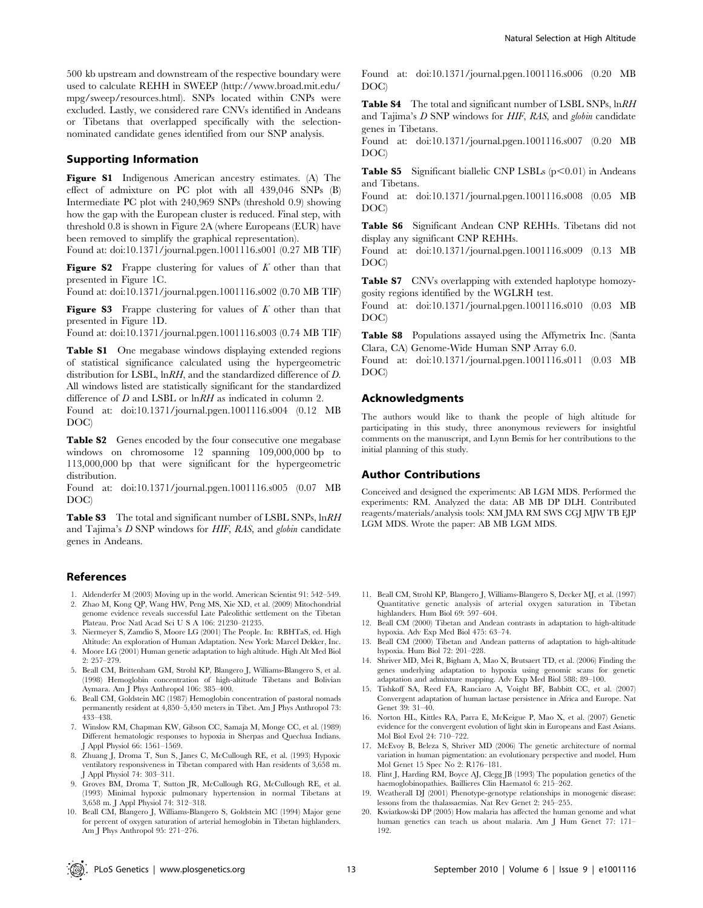500 kb upstream and downstream of the respective boundary were used to calculate REHH in SWEEP (http://www.broad.mit.edu/mpg/sweep/resources.html). SNPs located within CNPs were excluded. Lastly, we considered rare CNVs identified in Andeans or Tibetans that overlapped specifically with the selection-nominated candidate genes identified from our SNP analysis.

## Supporting Information

**Figure S1** Indigenous American ancestry estimates. (A) The effect of admixture on PC plot with all 439,046 SNPs (B) Intermediate PC plot with 240,969 SNPs (threshold 0.9) showing how the gap with the European cluster is reduced. Final step, with threshold 0.8 is shown in Figure 2A (where Europeans (EUR) have been removed to simplify the graphical representation).
Found at: doi:10.1371/journal.pgen.1001116.s001 (0.27 MB TIF)

**Figure S2** Frappe clustering for values of *K* other than that presented in Figure 1C.
Found at: doi:10.1371/journal.pgen.1001116.s002 (0.70 MB TIF)

**Figure S3** Frappe clustering for values of *K* other than that presented in Figure 1D.
Found at: doi:10.1371/journal.pgen.1001116.s003 (0.74 MB TIF)

**Table S1** One megabase windows displaying extended regions of statistical significance calculated using the hypergeometric distribution for LSBL, ln*RH*, and the standardized difference of *D*. All windows listed are statistically significant for the standardized difference of *D* and LSBL or ln*RH* as indicated in column 2.
Found at: doi:10.1371/journal.pgen.1001116.s004 (0.12 MB DOC)

**Table S2** Genes encoded by the four consecutive one megabase windows on chromosome 12 spanning 109,000,000 bp to 113,000,000 bp that were significant for the hypergeometric distribution.
Found at: doi:10.1371/journal.pgen.1001116.s005 (0.07 MB DOC)

**Table S3** The total and significant number of LSBL SNPs, ln*RH* and Tajima's *D* SNP windows for *HIF*, *RAS*, and *globin* candidate genes in Andeans.
Found at: doi:10.1371/journal.pgen.1001116.s006 (0.20 MB DOC)

**Table S4** The total and significant number of LSBL SNPs, ln*RH* and Tajima's *D* SNP windows for *HIF*, *RAS*, and *globin* candidate genes in Tibetans.
Found at: doi:10.1371/journal.pgen.1001116.s007 (0.20 MB DOC)

**Table S5** Significant biallelic CNP LSBLs ($p<0.01$) in Andeans and Tibetans.
Found at: doi:10.1371/journal.pgen.1001116.s008 (0.05 MB DOC)

**Table S6** Significant Andean CNP REHHs. Tibetans did not display any significant CNP REHHs.
Found at: doi:10.1371/journal.pgen.1001116.s009 (0.13 MB DOC)

**Table S7** CNVs overlapping with extended haplotype homozygosity regions identified by the WGLRH test.
Found at: doi:10.1371/journal.pgen.1001116.s010 (0.03 MB DOC)

**Table S8** Populations assayed using the Affymetrix Inc. (Santa Clara, CA) Genome-Wide Human SNP Array 6.0.
Found at: doi:10.1371/journal.pgen.1001116.s011 (0.03 MB DOC)

## Acknowledgments

The authors would like to thank the people of high altitude for participating in this study, three anonymous reviewers for insightful comments on the manuscript, and Lynn Bemis for her contributions to the initial planning of this study.

## Author Contributions

Conceived and designed the experiments: AB LGM MDS. Performed the experiments: RM. Analyzed the data: AB MB DP DLH. Contributed reagents/materials/analysis tools: XM JMA RM SWS CGJ MJW TB EJP LGM MDS. Wrote the paper: AB MB LGM MDS.

## References

1. Aldenderfer M (2003) Moving up in the world. American Scientist 91: 542–549.
2. Zhao M, Kong QP, Wang HW, Peng MS, Xie XD, et al. (2009) Mitochondrial genome evidence reveals successful Late Paleolithic settlement on the Tibetan Plateau. Proc Natl Acad Sci U S A 106: 21230–21235.
3. Niermeyer S, Zamdio S, Moore LG (2001) The People. In: RBHTaS, ed. High Altitude: An exploration of Human Adaptation. New York: Marcel Dekker, Inc.
4. Moore LG (2001) Human genetic adaptation to high altitude. High Alt Med Biol 2: 257–279.
5. Beall CM, Brittenham GM, Strohl KP, Blangero J, Williams-Blangero S, et al. (1998) Hemoglobin concentration of high-altitude Tibetans and Bolivian Aymara. Am J Phys Anthropol 106: 385–400.
6. Beall CM, Goldstein MC (1987) Hemoglobin concentration of pastoral nomads permanently resident at 4,850–5,450 meters in Tibet. Am J Phys Anthropol 73: 433–438.
7. Winslow RM, Chapman KW, Gibson CC, Samaja M, Monge CC, et al. (1989) Different hematologic responses to hypoxia in Sherpas and Quechua Indians. J Appl Physiol 66: 1561–1569.
8. Zhuang J, Droma T, Sun S, Janes C, McCullough RE, et al. (1993) Hypoxic ventilatory responsiveness in Tibetan compared with Han residents of 3,658 m. J Appl Physiol 74: 303–311.
9. Groves BM, Droma T, Sutton JR, McCullough RG, McCullough RE, et al. (1993) Minimal hypoxic pulmonary hypertension in normal Tibetans at 3,658 m. J Appl Physiol 74: 312–318.
10. Beall CM, Blangero J, Williams-Blangero S, Goldstein MC (1994) Major gene for percent of oxygen saturation of arterial hemoglobin in Tibetan highlanders. Am J Phys Anthropol 95: 271–276.
11. Beall CM, Strohl KP, Blangero J, Williams-Blangero S, Decker MJ, et al. (1997) Quantitative genetic analysis of arterial oxygen saturation in Tibetan highlanders. Hum Biol 69: 597–604.
12. Beall CM (2000) Tibetan and Andean contrasts in adaptation to high-altitude hypoxia. Adv Exp Med Biol 475: 63–74.
13. Beall CM (2000) Tibetan and Andean patterns of adaptation to high-altitude hypoxia. Hum Biol 72: 201–228.
14. Shriver MD, Mei R, Bigham A, Mao X, Brutsaert TD, et al. (2006) Finding the genes underlying adaptation to hypoxia using genomic scans for genetic adaptation and admixture mapping. Adv Exp Med Biol 588: 89–100.
15. Tishkoff SA, Reed FA, Ranciaro A, Voight BF, Babbitt CC, et al. (2007) Convergent adaptation of human lactase persistence in Africa and Europe. Nat Genet 39: 31–40.
16. Norton HL, Kittles RA, Parra E, McKeigue P, Mao X, et al. (2007) Genetic evidence for the convergent evolution of light skin in Europeans and East Asians. Mol Biol Evol 24: 710–722.
17. McEvoy B, Beleza S, Shriver MD (2006) The genetic architecture of normal variation in human pigmentation: an evolutionary perspective and model. Hum Mol Genet 15 Spec No 2: R176–181.
18. Flint J, Harding RM, Boyce AJ, Clegg JB (1993) The population genetics of the haemoglobinopathies. Baillieres Clin Haematol 6: 215–262.
19. Weatherall DJ (2001) Phenotype-genotype relationships in monogenic disease: lessons from the thalassaemias. Nat Rev Genet 2: 245–255.
20. Kwiatkowski DP (2005) How malaria has affected the human genome and what human genetics can teach us about malaria. Am J Hum Genet 77: 171–192.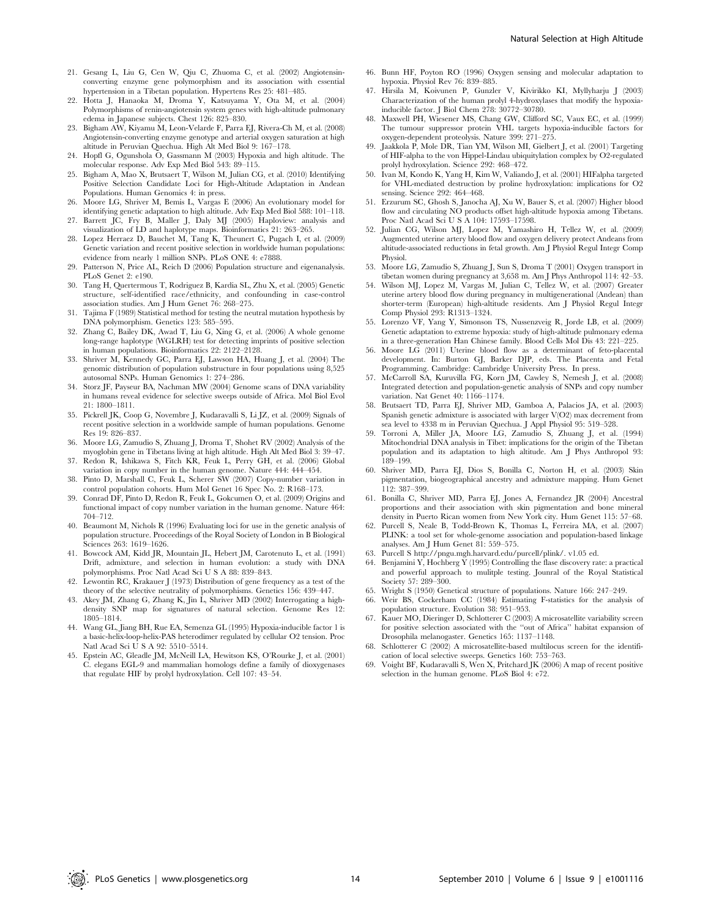21. Gesang L, Liu G, Cen W, Qiu C, Zhuoma C, et al. (2002) Angiotensin-converting enzyme gene polymorphism and its association with essential hypertension in a Tibetan population. Hypertens Res 25: 481–485.
22. Hotta J, Hanaoka M, Droma Y, Katsuyama Y, Ota M, et al. (2004) Polymorphisms of renin-angiotensin system genes with high-altitude pulmonary edema in Japanese subjects. Chest 126: 825–830.
23. Bigham AW, Kiyamu M, Leon-Velarde F, Parra EJ, Rivera-Ch M, et al. (2008) Angiotensin-converting enzyme genotype and arterial oxygen saturation at high altitude in Peruvian Quechua. High Alt Med Biol 9: 167–178.
24. Hopfl G, Ogunshola O, Gassmann M (2003) Hypoxia and high altitude. The molecular response. Adv Exp Med Biol 543: 89–115.
25. Bigham A, Mao X, Brutsaert T, Wilson M, Julian CG, et al. (2010) Identifying Positive Selection Candidate Loci for High-Altitude Adaptation in Andean Populations. Human Genomics 4: in press.
26. Moore LG, Shriver M, Bemis L, Vargas E (2006) An evolutionary model for identifying genetic adaptation to high altitude. Adv Exp Med Biol 588: 101–118.
27. Barrett JC, Fry B, Maller J, Daly MJ (2005) Haploview: analysis and visualization of LD and haplotype maps. Bioinformatics 21: 263–265.
28. Lopez Herraez D, Bauchet M, Tang K, Theunert C, Pugach I, et al. (2009) Genetic variation and recent positive selection in worldwide human populations: evidence from nearly 1 million SNPs. PLoS ONE 4: e7888.
29. Patterson N, Price AL, Reich D (2006) Population structure and eigenanalysis. PLoS Genet 2: e190.
30. Tang H, Quertermous T, Rodriguez B, Kardia SL, Zhu X, et al. (2005) Genetic structure, self-identified race/ethnicity, and confounding in case-control association studies. Am J Hum Genet 76: 268–275.
31. Tajima F (1989) Statistical method for testing the neutral mutation hypothesis by DNA polymorphism. Genetics 123: 585–595.
32. Zhang C, Bailey DK, Awad T, Liu G, Xing G, et al. (2006) A whole genome long-range haplotype (WGLRH) test for detecting imprints of positive selection in human populations. Bioinformatics 22: 2122–2128.
33. Shriver M, Kennedy GC, Parra EJ, Lawson HA, Huang J, et al. (2004) The genomic distribution of population substructure in four populations using 8,525 autosomal SNPs. Human Genomics 1: 274–286.
34. Storz JF, Payseur BA, Nachman MW (2004) Genome scans of DNA variability in humans reveal evidence for selective sweeps outside of Africa. Mol Biol Evol 21: 1800–1811.
35. Pickrell JK, Coop G, Novembre J, Kudaravalli S, Li JZ, et al. (2009) Signals of recent positive selection in a worldwide sample of human populations. Genome Res 19: 826–837.
36. Moore LG, Zamudio S, Zhuang J, Droma T, Shohet RV (2002) Analysis of the myoglobin gene in Tibetans living at high altitude. High Alt Med Biol 3: 39–47.
37. Redon R, Ishikawa S, Fitch KR, Feuk L, Perry GH, et al. (2006) Global variation in copy number in the human genome. Nature 444: 444–454.
38. Pinto D, Marshall C, Feuk L, Scherer SW (2007) Copy-number variation in control population cohorts. Hum Mol Genet 16 Spec No. 2: R168–173.
39. Conrad DF, Pinto D, Redon R, Feuk L, Gokcumen O, et al. (2009) Origins and functional impact of copy number variation in the human genome. Nature 464: 704–712.
40. Beaumont M, Nichols R (1996) Evaluating loci for use in the genetic analysis of population structure. Proceedings of the Royal Society of London in B Biological Sciences 263: 1619–1626.
41. Bowcock AM, Kidd JR, Mountain JL, Hebert JM, Carotenuto L, et al. (1991) Drift, admixture, and selection in human evolution: a study with DNA polymorphisms. Proc Natl Acad Sci U S A 88: 839–843.
42. Lewontin RC, Krakauer J (1973) Distribution of gene frequency as a test of the theory of the selective neutrality of polymorphisms. Genetics 156: 439–447.
43. Akey JM, Zhang G, Zhang K, Jin L, Shriver MD (2002) Interrogating a high-density SNP map for signatures of natural selection. Genome Res 12: 1805–1814.
44. Wang GL, Jiang BH, Rue EA, Semenza GL (1995) Hypoxia-inducible factor 1 is a basic-helix-loop-helix-PAS heterodimer regulated by cellular O2 tension. Proc Natl Acad Sci U S A 92: 5510–5514.
45. Epstein AC, Gleadle JM, McNeill LA, Hewitson KS, O'Rourke J, et al. (2001) C. elegans EGL-9 and mammalian homologs define a family of dioxygenases that regulate HIF by prolyl hydroxylation. Cell 107: 43–54.
46. Bunn HF, Poyton RO (1996) Oxygen sensing and molecular adaptation to hypoxia. Physiol Rev 76: 839–885.
47. Hirsila M, Koivunen P, Gunzler V, Kivirikko KI, Myllyharju J (2003) Characterization of the human prolyl 4-hydroxylases that modify the hypoxia-inducible factor. J Biol Chem 278: 30772–30780.
48. Maxwell PH, Wiesener MS, Chang GW, Clifford SC, Vaux EC, et al. (1999) The tumour suppressor protein VHL targets hypoxia-inducible factors for oxygen-dependent proteolysis. Nature 399: 271–275.
49. Jaakkola P, Mole DR, Tian YM, Wilson MI, Gielbert J, et al. (2001) Targeting of HIF-alpha to the von Hippel-Lindau ubiquitylation complex by O2-regulated prolyl hydroxylation. Science 292: 468–472.
50. Ivan M, Kondo K, Yang H, Kim W, Valiando J, et al. (2001) HIFalpha targeted for VHL-mediated destruction by proline hydroxylation: implications for O2 sensing. Science 292: 464–468.
51. Erzurum SC, Ghosh S, Janocha AJ, Xu W, Bauer S, et al. (2007) Higher blood flow and circulating NO products offset high-altitude hypoxia among Tibetans. Proc Natl Acad Sci U S A 104: 17593–17598.
52. Julian CG, Wilson MJ, Lopez M, Yamashiro H, Tellez W, et al. (2009) Augmented uterine artery blood flow and oxygen delivery protect Andeans from altitude-associated reductions in fetal growth. Am J Physiol Regul Integr Comp Physiol.
53. Moore LG, Zamudio S, Zhuang J, Sun S, Droma T (2001) Oxygen transport in tibetan women during pregnancy at 3,658 m. Am J Phys Anthropol 114: 42–53.
54. Wilson MJ, Lopez M, Vargas M, Julian C, Tellez W, et al. (2007) Greater uterine artery blood flow during pregnancy in multigenerational (Andean) than shorter-term (European) high-altitude residents. Am J Physiol Regul Integr Comp Physiol 293: R1313–1324.
55. Lorenzo VF, Yang Y, Simonson TS, Nussenzveig R, Jorde LB, et al. (2009) Genetic adaptation to extreme hypoxia: study of high-altitude pulmonary edema in a three-generation Han Chinese family. Blood Cells Mol Dis 43: 221–225.
56. Moore LG (2011) Uterine blood flow as a determinant of feto-placental development. In: Burton GJ, Barker DJP, eds. The Placenta and Fetal Programming. Cambridge: Cambridge University Press. In press.
57. McCarroll SA, Kuruvilla FG, Korn JM, Cawley S, Nemesh J, et al. (2008) Integrated detection and population-genetic analysis of SNPs and copy number variation. Nat Genet 40: 1166–1174.
58. Brutsaert TD, Parra EJ, Shriver MD, Gamboa A, Palacios JA, et al. (2003) Spanish genetic admixture is associated with larger V(O2) max decrement from sea level to 4338 m in Peruvian Quechua. J Appl Physiol 95: 519–528.
59. Torroni A, Miller JA, Moore LG, Zamudio S, Zhuang J, et al. (1994) Mitochondrial DNA analysis in Tibet: implications for the origin of the Tibetan population and its adaptation to high altitude. Am J Phys Anthropol 93: 189–199.
60. Shriver MD, Parra EJ, Dios S, Bonilla C, Norton H, et al. (2003) Skin pigmentation, biogeographical ancestry and admixture mapping. Hum Genet 112: 387–399.
61. Bonilla C, Shriver MD, Parra EJ, Jones A, Fernandez JR (2004) Ancestral proportions and their association with skin pigmentation and bone mineral density in Puerto Rican women from New York city. Hum Genet 115: 57–68.
62. Purcell S, Neale B, Todd-Brown K, Thomas L, Ferreira MA, et al. (2007) PLINK: a tool set for whole-genome association and population-based linkage analyses. Am J Hum Genet 81: 559–575.
63. Purcell S http://pngu.mgh.harvard.edu/purcell/plink/. v1.05 ed.
64. Benjamini Y, Hochberg Y (1995) Controlling the flase discovery rate: a practical and powerful approach to mulitple testing. Jounral of the Royal Statistical Society 57: 289–300.
65. Wright S (1950) Genetical structure of populations. Nature 166: 247–249.
66. Weir BS, Cockerham CC (1984) Estimating F-statistics for the analysis of population structure. Evolution 38: 951–953.
67. Kauer MO, Dieringer D, Schlotterer C (2003) A microsatellite variability screen for positive selection associated with the ''out of Africa'' habitat expansion of Drosophila melanogaster. Genetics 165: 1137–1148.
68. Schlotterer C (2002) A microsatellite-based multilocus screen for the identification of local selective sweeps. Genetics 160: 753–763.
69. Voight BF, Kudaravalli S, Wen X, Pritchard JK (2006) A map of recent positive selection in the human genome. PLoS Biol 4: e72.